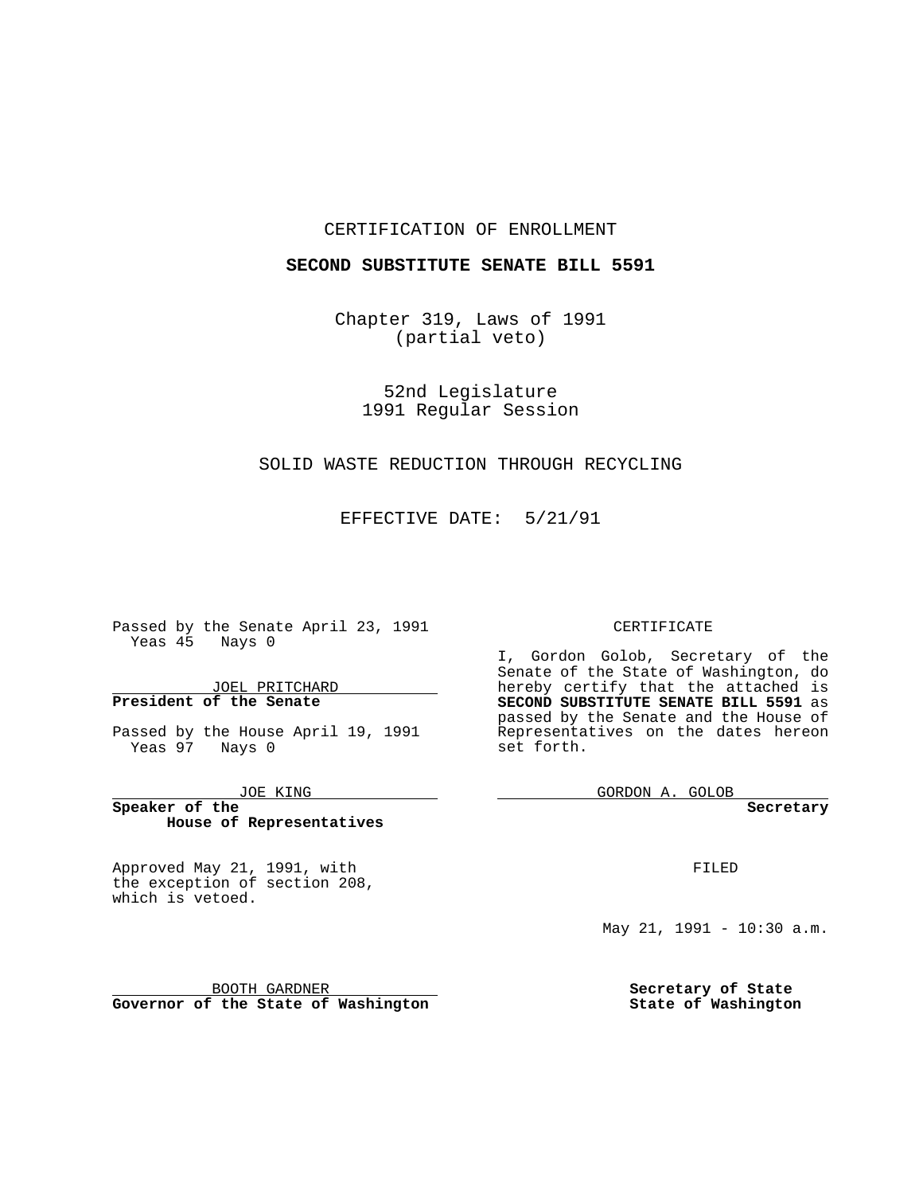CERTIFICATION OF ENROLLMENT

**SECOND SUBSTITUTE SENATE BILL 5591**

Chapter 319, Laws of 1991
(partial veto)

52nd Legislature
1991 Regular Session

SOLID WASTE REDUCTION THROUGH RECYCLING

EFFECTIVE DATE: 5/21/91

Passed by the Senate April 23, 1991
Yeas 45 Nays 0

JOEL PRITCHARD
**President of the Senate**

Passed by the House April 19, 1991
Yeas 97 Nays 0

JOE KING
**Speaker of the House of Representatives**

Approved May 21, 1991, with the exception of section 208, which is vetoed.

BOOTH GARDNER
**Governor of the State of Washington**

CERTIFICATE

I, Gordon Golob, Secretary of the Senate of the State of Washington, do hereby certify that the attached is **SECOND SUBSTITUTE SENATE BILL 5591** as passed by the Senate and the House of Representatives on the dates hereon set forth.

GORDON A. GOLOB
**Secretary**

FILED

May 21, 1991 - 10:30 a.m.

**Secretary of State**
**State of Washington**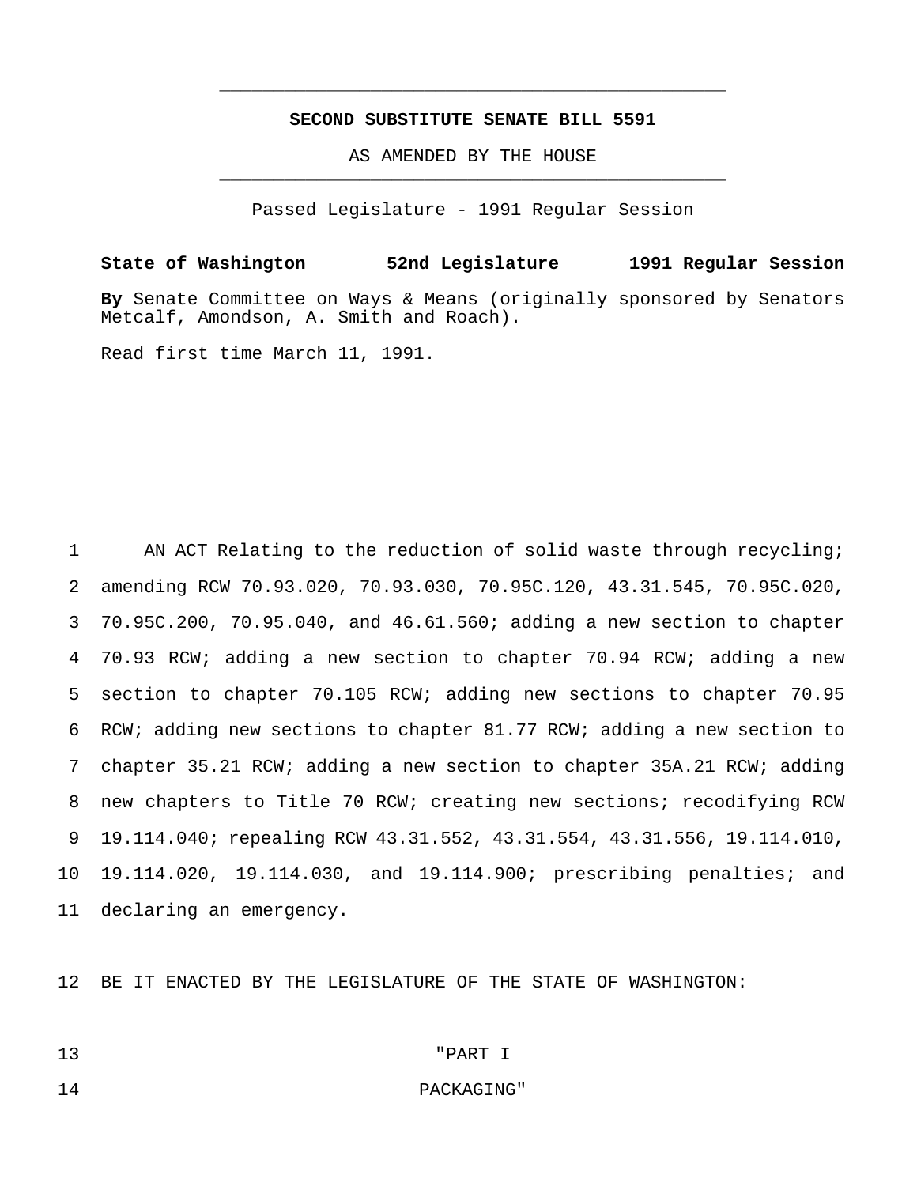**SECOND SUBSTITUTE SENATE BILL 5591**

AS AMENDED BY THE HOUSE

Passed Legislature - 1991 Regular Session

**State of Washington 52nd Legislature 1991 Regular Session**

**By** Senate Committee on Ways & Means (originally sponsored by Senators Metcalf, Amondson, A. Smith and Roach).

Read first time March 11, 1991.

AN ACT Relating to the reduction of solid waste through recycling; amending RCW 70.93.020, 70.93.030, 70.95C.120, 43.31.545, 70.95C.020, 70.95C.200, 70.95.040, and 46.61.560; adding a new section to chapter 70.93 RCW; adding a new section to chapter 70.94 RCW; adding a new section to chapter 70.105 RCW; adding new sections to chapter 70.95 RCW; adding new sections to chapter 81.77 RCW; adding a new section to chapter 35.21 RCW; adding a new section to chapter 35A.21 RCW; adding new chapters to Title 70 RCW; creating new sections; recodifying RCW 19.114.040; repealing RCW 43.31.552, 43.31.554, 43.31.556, 19.114.010, 19.114.020, 19.114.030, and 19.114.900; prescribing penalties; and declaring an emergency.

BE IT ENACTED BY THE LEGISLATURE OF THE STATE OF WASHINGTON:

"PART I

PACKAGING"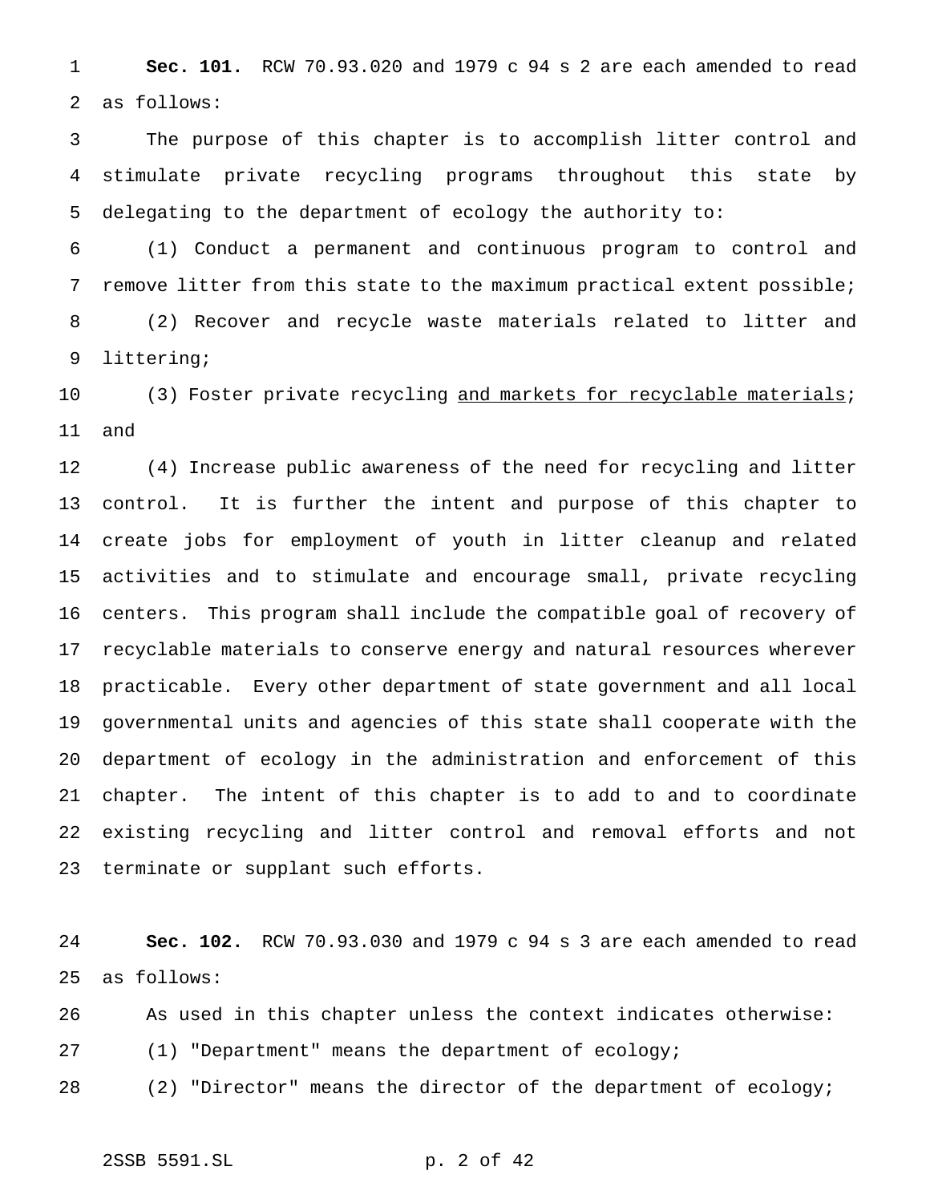**Sec. 101.** RCW 70.93.020 and 1979 c 94 s 2 are each amended to read as follows:

The purpose of this chapter is to accomplish litter control and stimulate private recycling programs throughout this state by delegating to the department of ecology the authority to:

(1) Conduct a permanent and continuous program to control and remove litter from this state to the maximum practical extent possible;

(2) Recover and recycle waste materials related to litter and littering;

(3) Foster private recycling <u>and markets for recyclable materials</u>; and

(4) Increase public awareness of the need for recycling and litter control. It is further the intent and purpose of this chapter to create jobs for employment of youth in litter cleanup and related activities and to stimulate and encourage small, private recycling centers. This program shall include the compatible goal of recovery of recyclable materials to conserve energy and natural resources wherever practicable. Every other department of state government and all local governmental units and agencies of this state shall cooperate with the department of ecology in the administration and enforcement of this chapter. The intent of this chapter is to add to and to coordinate existing recycling and litter control and removal efforts and not terminate or supplant such efforts.

**Sec. 102.** RCW 70.93.030 and 1979 c 94 s 3 are each amended to read as follows:

As used in this chapter unless the context indicates otherwise:

(1) "Department" means the department of ecology;

(2) "Director" means the director of the department of ecology;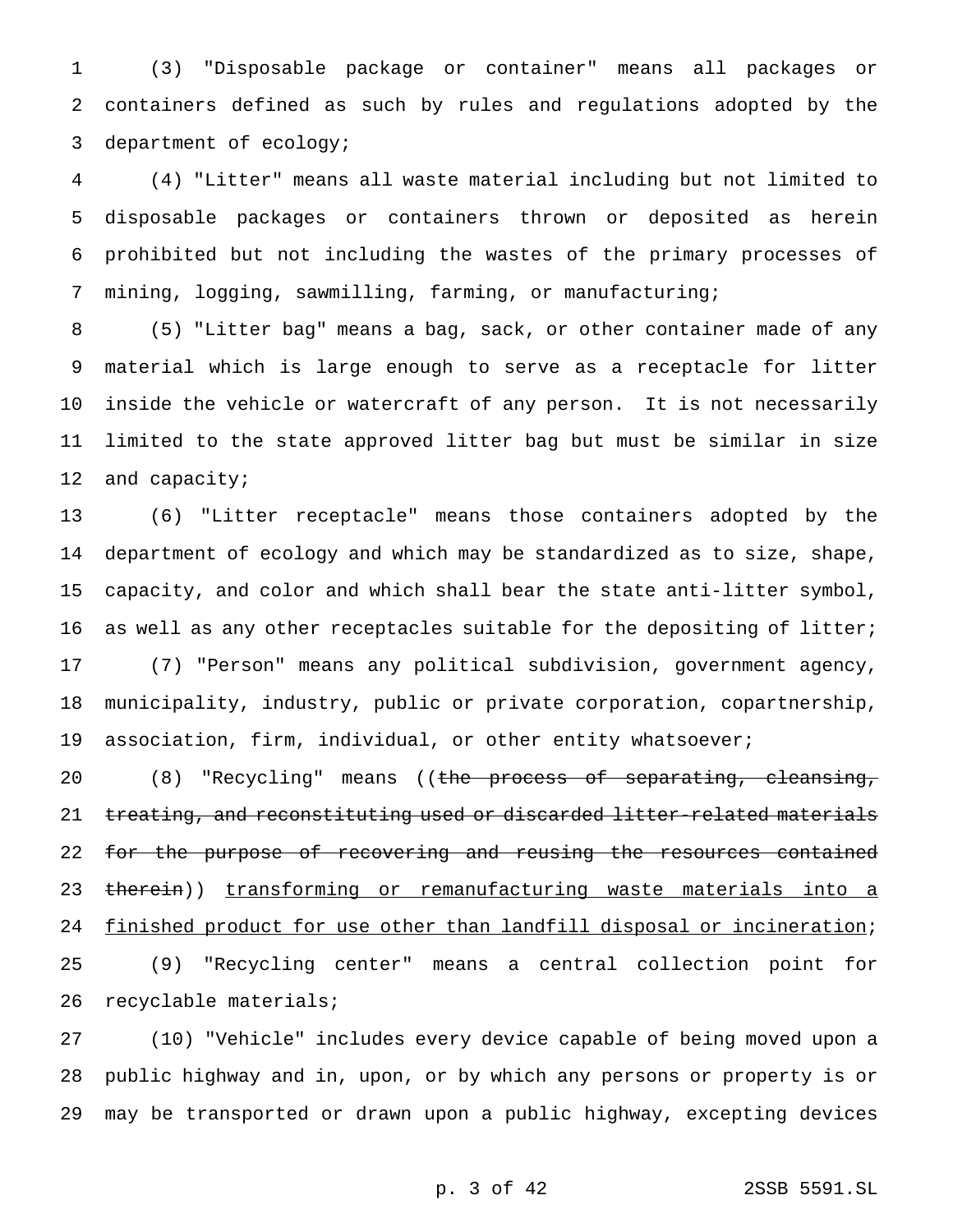(3) "Disposable package or container" means all packages or containers defined as such by rules and regulations adopted by the department of ecology;

(4) "Litter" means all waste material including but not limited to disposable packages or containers thrown or deposited as herein prohibited but not including the wastes of the primary processes of mining, logging, sawmilling, farming, or manufacturing;

(5) "Litter bag" means a bag, sack, or other container made of any material which is large enough to serve as a receptacle for litter inside the vehicle or watercraft of any person. It is not necessarily limited to the state approved litter bag but must be similar in size and capacity;

(6) "Litter receptacle" means those containers adopted by the department of ecology and which may be standardized as to size, shape, capacity, and color and which shall bear the state anti-litter symbol, as well as any other receptacles suitable for the depositing of litter;

(7) "Person" means any political subdivision, government agency, municipality, industry, public or private corporation, copartnership, association, firm, individual, or other entity whatsoever;

(8) "Recycling" means ((~~the process of separating, cleansing, treating, and reconstituting used or discarded litter-related materials for the purpose of recovering and reusing the resources contained therein~~)) <u>transforming or remanufacturing waste materials into a finished product for use other than landfill disposal or incineration</u>;

(9) "Recycling center" means a central collection point for recyclable materials;

(10) "Vehicle" includes every device capable of being moved upon a public highway and in, upon, or by which any persons or property is or may be transported or drawn upon a public highway, excepting devices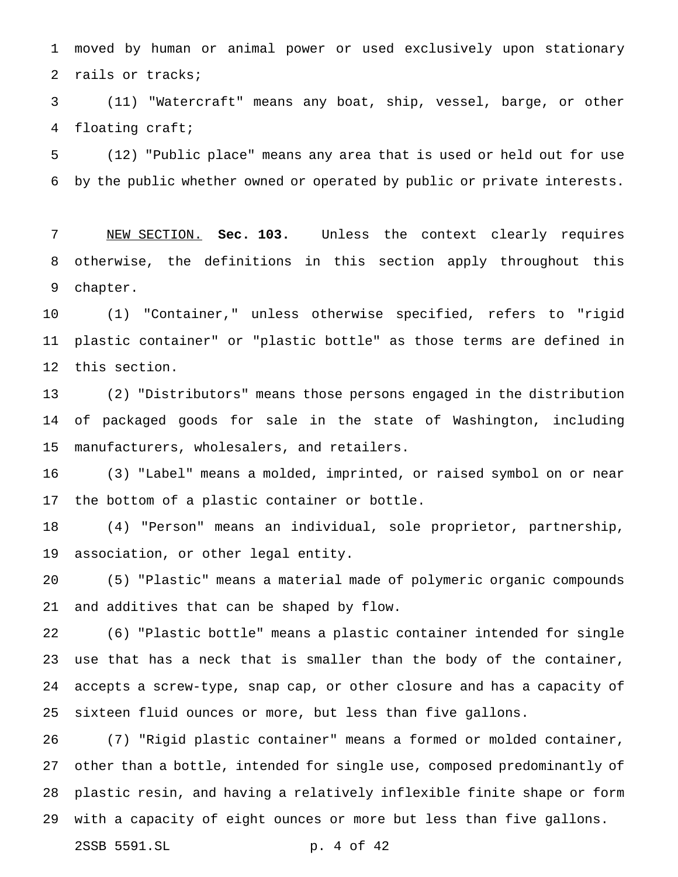moved by human or animal power or used exclusively upon stationary rails or tracks;

(11) "Watercraft" means any boat, ship, vessel, barge, or other floating craft;

(12) "Public place" means any area that is used or held out for use by the public whether owned or operated by public or private interests.

NEW SECTION. **Sec. 103.** Unless the context clearly requires otherwise, the definitions in this section apply throughout this chapter.

(1) "Container," unless otherwise specified, refers to "rigid plastic container" or "plastic bottle" as those terms are defined in this section.

(2) "Distributors" means those persons engaged in the distribution of packaged goods for sale in the state of Washington, including manufacturers, wholesalers, and retailers.

(3) "Label" means a molded, imprinted, or raised symbol on or near the bottom of a plastic container or bottle.

(4) "Person" means an individual, sole proprietor, partnership, association, or other legal entity.

(5) "Plastic" means a material made of polymeric organic compounds and additives that can be shaped by flow.

(6) "Plastic bottle" means a plastic container intended for single use that has a neck that is smaller than the body of the container, accepts a screw-type, snap cap, or other closure and has a capacity of sixteen fluid ounces or more, but less than five gallons.

(7) "Rigid plastic container" means a formed or molded container, other than a bottle, intended for single use, composed predominantly of plastic resin, and having a relatively inflexible finite shape or form with a capacity of eight ounces or more but less than five gallons.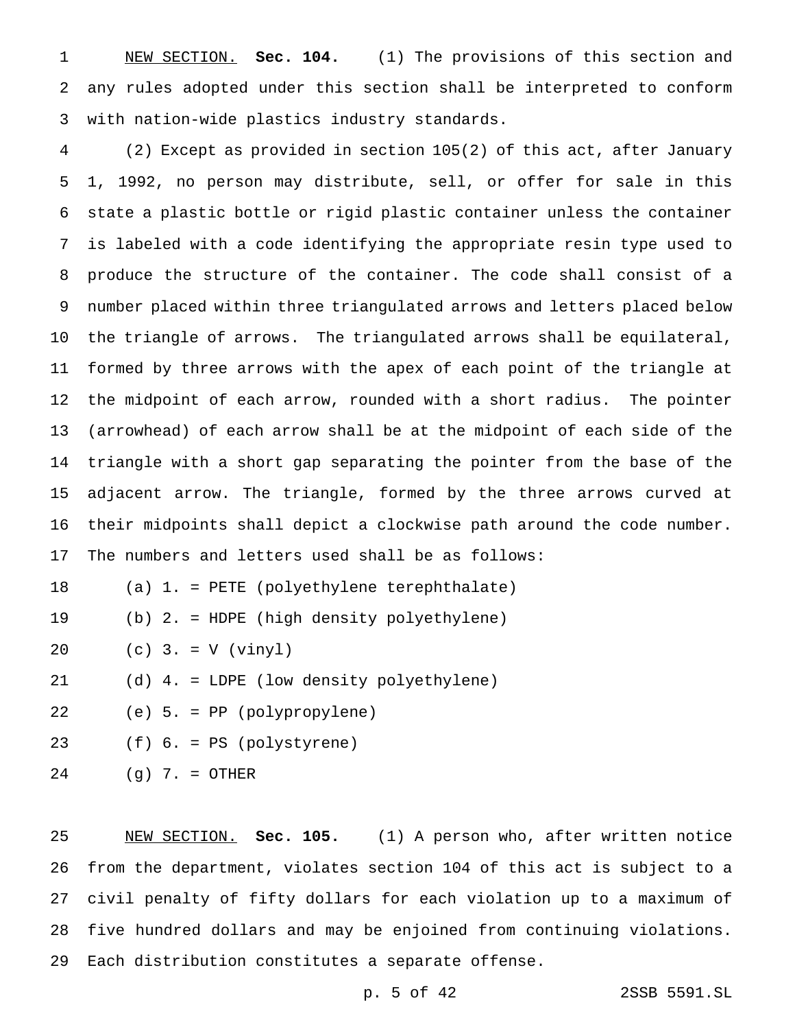NEW SECTION. **Sec. 104.** (1) The provisions of this section and any rules adopted under this section shall be interpreted to conform with nation-wide plastics industry standards.

(2) Except as provided in section 105(2) of this act, after January 1, 1992, no person may distribute, sell, or offer for sale in this state a plastic bottle or rigid plastic container unless the container is labeled with a code identifying the appropriate resin type used to produce the structure of the container. The code shall consist of a number placed within three triangulated arrows and letters placed below the triangle of arrows. The triangulated arrows shall be equilateral, formed by three arrows with the apex of each point of the triangle at the midpoint of each arrow, rounded with a short radius. The pointer (arrowhead) of each arrow shall be at the midpoint of each side of the triangle with a short gap separating the pointer from the base of the adjacent arrow. The triangle, formed by the three arrows curved at their midpoints shall depict a clockwise path around the code number. The numbers and letters used shall be as follows:

(a) 1. = PETE (polyethylene terephthalate)

(b) 2. = HDPE (high density polyethylene)

(c) 3. = V (vinyl)

(d) 4. = LDPE (low density polyethylene)

(e) 5. = PP (polypropylene)

(f) 6. = PS (polystyrene)

(g) 7. = OTHER

NEW SECTION. **Sec. 105.** (1) A person who, after written notice from the department, violates section 104 of this act is subject to a civil penalty of fifty dollars for each violation up to a maximum of five hundred dollars and may be enjoined from continuing violations. Each distribution constitutes a separate offense.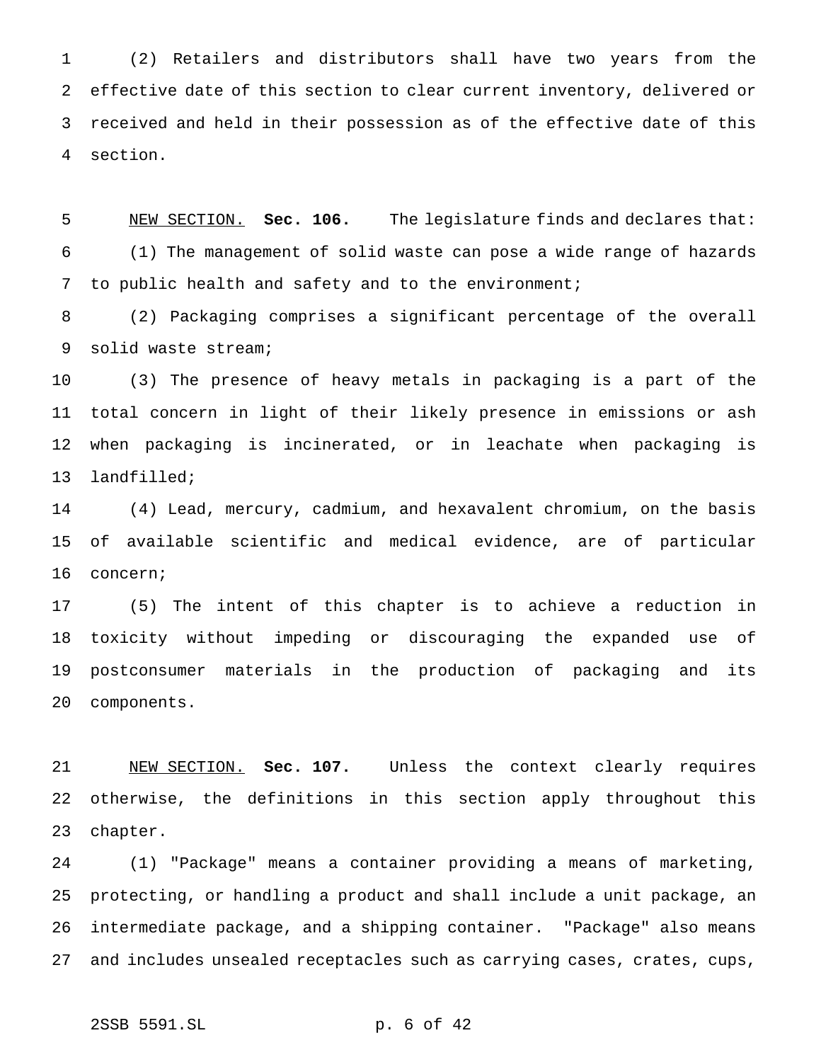(2) Retailers and distributors shall have two years from the effective date of this section to clear current inventory, delivered or received and held in their possession as of the effective date of this section.

NEW SECTION. **Sec. 106.** The legislature finds and declares that:

(1) The management of solid waste can pose a wide range of hazards to public health and safety and to the environment;

(2) Packaging comprises a significant percentage of the overall solid waste stream;

(3) The presence of heavy metals in packaging is a part of the total concern in light of their likely presence in emissions or ash when packaging is incinerated, or in leachate when packaging is landfilled;

(4) Lead, mercury, cadmium, and hexavalent chromium, on the basis of available scientific and medical evidence, are of particular concern;

(5) The intent of this chapter is to achieve a reduction in toxicity without impeding or discouraging the expanded use of postconsumer materials in the production of packaging and its components.

NEW SECTION. **Sec. 107.** Unless the context clearly requires otherwise, the definitions in this section apply throughout this chapter.

(1) "Package" means a container providing a means of marketing, protecting, or handling a product and shall include a unit package, an intermediate package, and a shipping container. "Package" also means and includes unsealed receptacles such as carrying cases, crates, cups,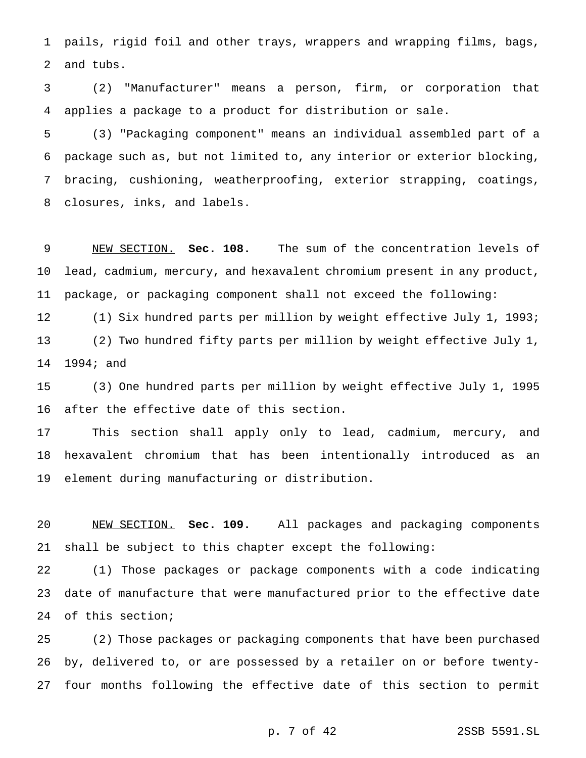pails, rigid foil and other trays, wrappers and wrapping films, bags, and tubs.

(2) "Manufacturer" means a person, firm, or corporation that applies a package to a product for distribution or sale.

(3) "Packaging component" means an individual assembled part of a package such as, but not limited to, any interior or exterior blocking, bracing, cushioning, weatherproofing, exterior strapping, coatings, closures, inks, and labels.

NEW SECTION. **Sec. 108.** The sum of the concentration levels of lead, cadmium, mercury, and hexavalent chromium present in any product, package, or packaging component shall not exceed the following:

(1) Six hundred parts per million by weight effective July 1, 1993;

(2) Two hundred fifty parts per million by weight effective July 1, 1994; and

(3) One hundred parts per million by weight effective July 1, 1995 after the effective date of this section.

This section shall apply only to lead, cadmium, mercury, and hexavalent chromium that has been intentionally introduced as an element during manufacturing or distribution.

NEW SECTION. **Sec. 109.** All packages and packaging components shall be subject to this chapter except the following:

(1) Those packages or package components with a code indicating date of manufacture that were manufactured prior to the effective date of this section;

(2) Those packages or packaging components that have been purchased by, delivered to, or are possessed by a retailer on or before twenty-four months following the effective date of this section to permit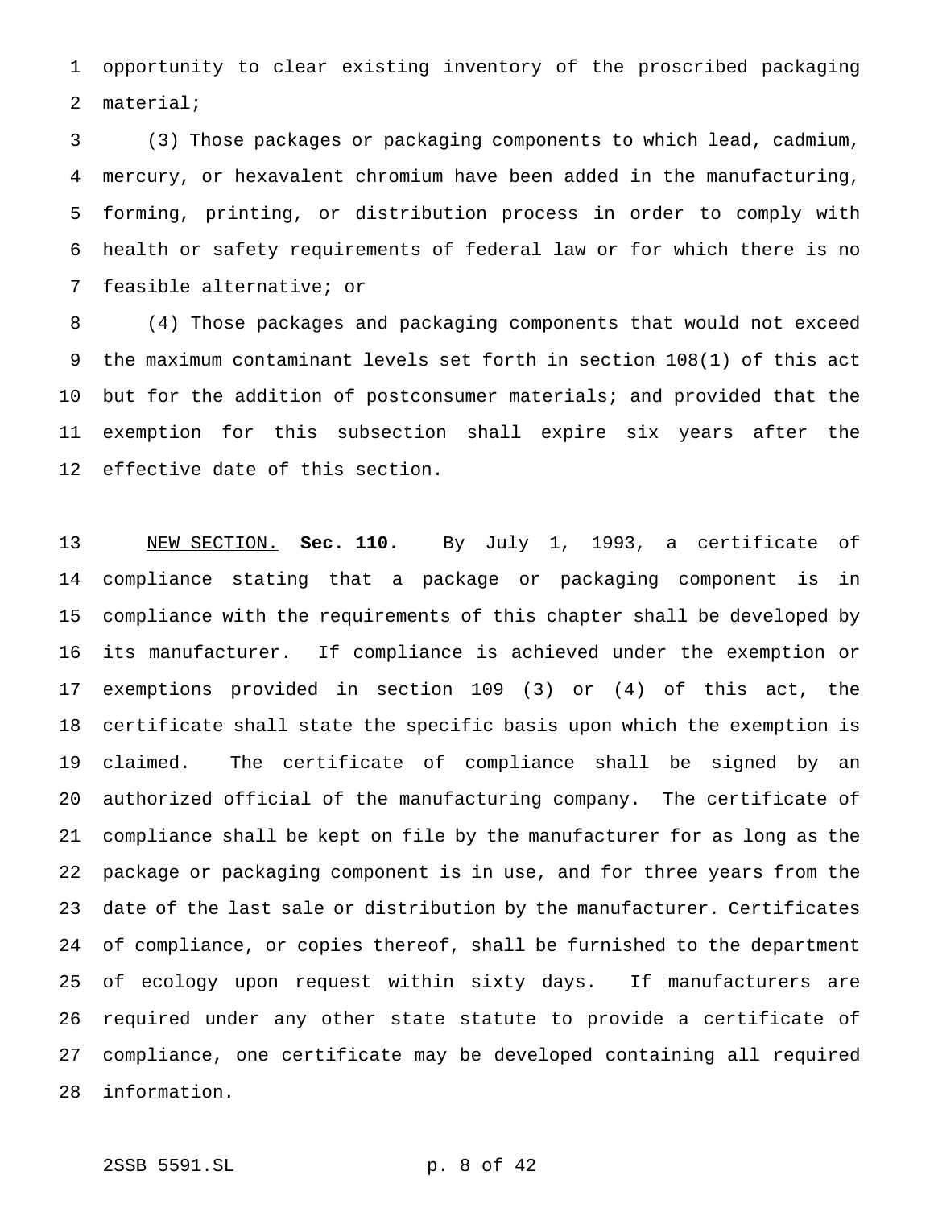opportunity to clear existing inventory of the proscribed packaging material;

(3) Those packages or packaging components to which lead, cadmium, mercury, or hexavalent chromium have been added in the manufacturing, forming, printing, or distribution process in order to comply with health or safety requirements of federal law or for which there is no feasible alternative; or

(4) Those packages and packaging components that would not exceed the maximum contaminant levels set forth in section 108(1) of this act but for the addition of postconsumer materials; and provided that the exemption for this subsection shall expire six years after the effective date of this section.

NEW SECTION. **Sec. 110.** By July 1, 1993, a certificate of compliance stating that a package or packaging component is in compliance with the requirements of this chapter shall be developed by its manufacturer. If compliance is achieved under the exemption or exemptions provided in section 109 (3) or (4) of this act, the certificate shall state the specific basis upon which the exemption is claimed. The certificate of compliance shall be signed by an authorized official of the manufacturing company. The certificate of compliance shall be kept on file by the manufacturer for as long as the package or packaging component is in use, and for three years from the date of the last sale or distribution by the manufacturer. Certificates of compliance, or copies thereof, shall be furnished to the department of ecology upon request within sixty days. If manufacturers are required under any other state statute to provide a certificate of compliance, one certificate may be developed containing all required information.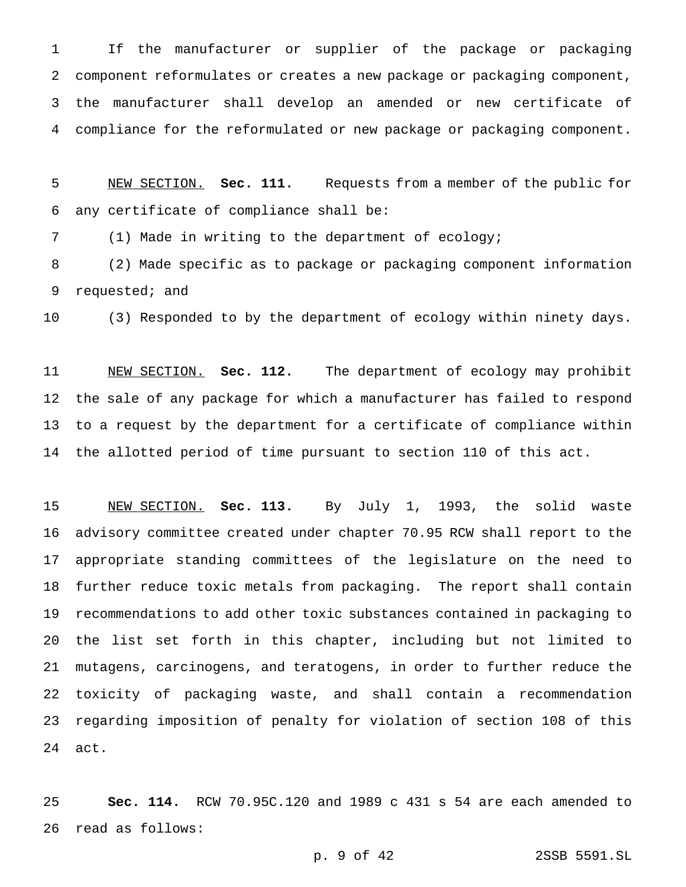If the manufacturer or supplier of the package or packaging component reformulates or creates a new package or packaging component, the manufacturer shall develop an amended or new certificate of compliance for the reformulated or new package or packaging component.

NEW SECTION. **Sec. 111.** Requests from a member of the public for any certificate of compliance shall be:

(1) Made in writing to the department of ecology;

(2) Made specific as to package or packaging component information requested; and

(3) Responded to by the department of ecology within ninety days.

NEW SECTION. **Sec. 112.** The department of ecology may prohibit the sale of any package for which a manufacturer has failed to respond to a request by the department for a certificate of compliance within the allotted period of time pursuant to section 110 of this act.

NEW SECTION. **Sec. 113.** By July 1, 1993, the solid waste advisory committee created under chapter 70.95 RCW shall report to the appropriate standing committees of the legislature on the need to further reduce toxic metals from packaging. The report shall contain recommendations to add other toxic substances contained in packaging to the list set forth in this chapter, including but not limited to mutagens, carcinogens, and teratogens, in order to further reduce the toxicity of packaging waste, and shall contain a recommendation regarding imposition of penalty for violation of section 108 of this act.

**Sec. 114.** RCW 70.95C.120 and 1989 c 431 s 54 are each amended to read as follows: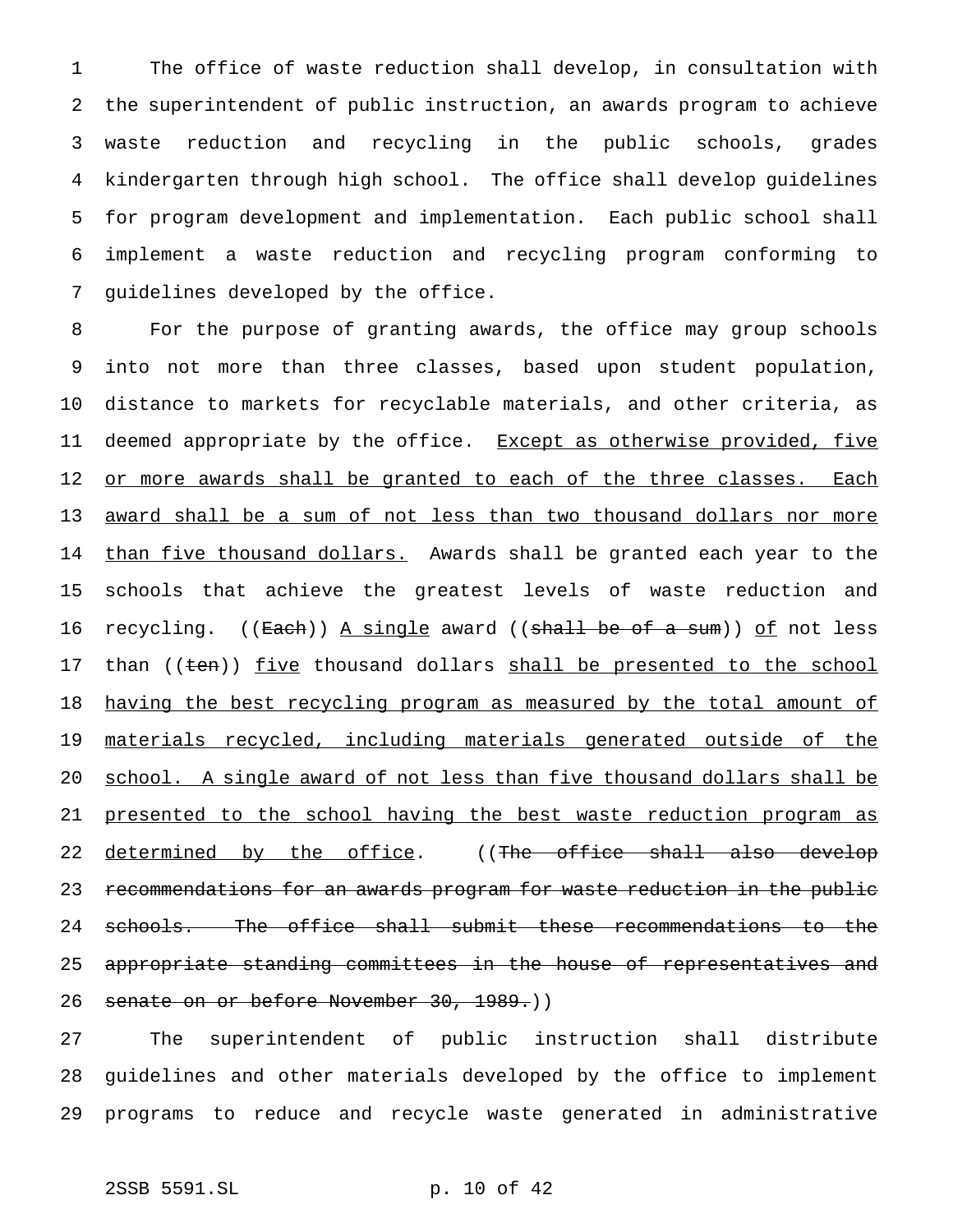The office of waste reduction shall develop, in consultation with the superintendent of public instruction, an awards program to achieve waste reduction and recycling in the public schools, grades kindergarten through high school. The office shall develop guidelines for program development and implementation. Each public school shall implement a waste reduction and recycling program conforming to guidelines developed by the office.

For the purpose of granting awards, the office may group schools into not more than three classes, based upon student population, distance to markets for recyclable materials, and other criteria, as deemed appropriate by the office. <u>Except as otherwise provided, five or more awards shall be granted to each of the three classes. Each award shall be a sum of not less than two thousand dollars nor more than five thousand dollars.</u> Awards shall be granted each year to the schools that achieve the greatest levels of waste reduction and recycling. ((~~Each~~)) <u>A single</u> award ((~~shall be of a sum~~)) <u>of</u> not less than ((~~ten~~)) <u>five</u> thousand dollars <u>shall be presented to the school having the best recycling program as measured by the total amount of materials recycled, including materials generated outside of the school. A single award of not less than five thousand dollars shall be presented to the school having the best waste reduction program as determined by the office</u>. ((~~The office shall also develop recommendations for an awards program for waste reduction in the public schools. The office shall submit these recommendations to the appropriate standing committees in the house of representatives and senate on or before November 30, 1989.~~))

The superintendent of public instruction shall distribute guidelines and other materials developed by the office to implement programs to reduce and recycle waste generated in administrative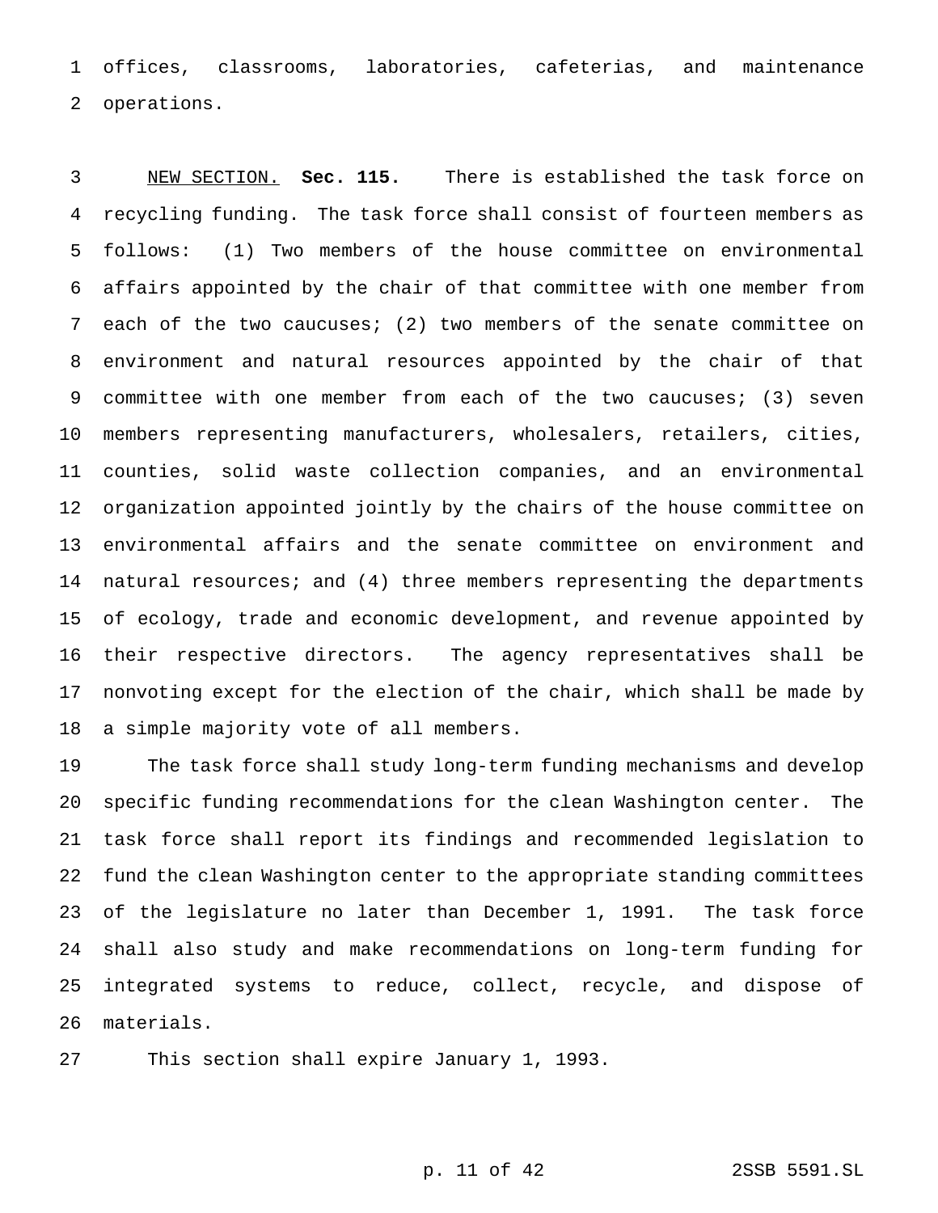offices, classrooms, laboratories, cafeterias, and maintenance operations.

NEW SECTION. **Sec. 115.** There is established the task force on recycling funding. The task force shall consist of fourteen members as follows: (1) Two members of the house committee on environmental affairs appointed by the chair of that committee with one member from each of the two caucuses; (2) two members of the senate committee on environment and natural resources appointed by the chair of that committee with one member from each of the two caucuses; (3) seven members representing manufacturers, wholesalers, retailers, cities, counties, solid waste collection companies, and an environmental organization appointed jointly by the chairs of the house committee on environmental affairs and the senate committee on environment and natural resources; and (4) three members representing the departments of ecology, trade and economic development, and revenue appointed by their respective directors. The agency representatives shall be nonvoting except for the election of the chair, which shall be made by a simple majority vote of all members.

The task force shall study long-term funding mechanisms and develop specific funding recommendations for the clean Washington center. The task force shall report its findings and recommended legislation to fund the clean Washington center to the appropriate standing committees of the legislature no later than December 1, 1991. The task force shall also study and make recommendations on long-term funding for integrated systems to reduce, collect, recycle, and dispose of materials.

This section shall expire January 1, 1993.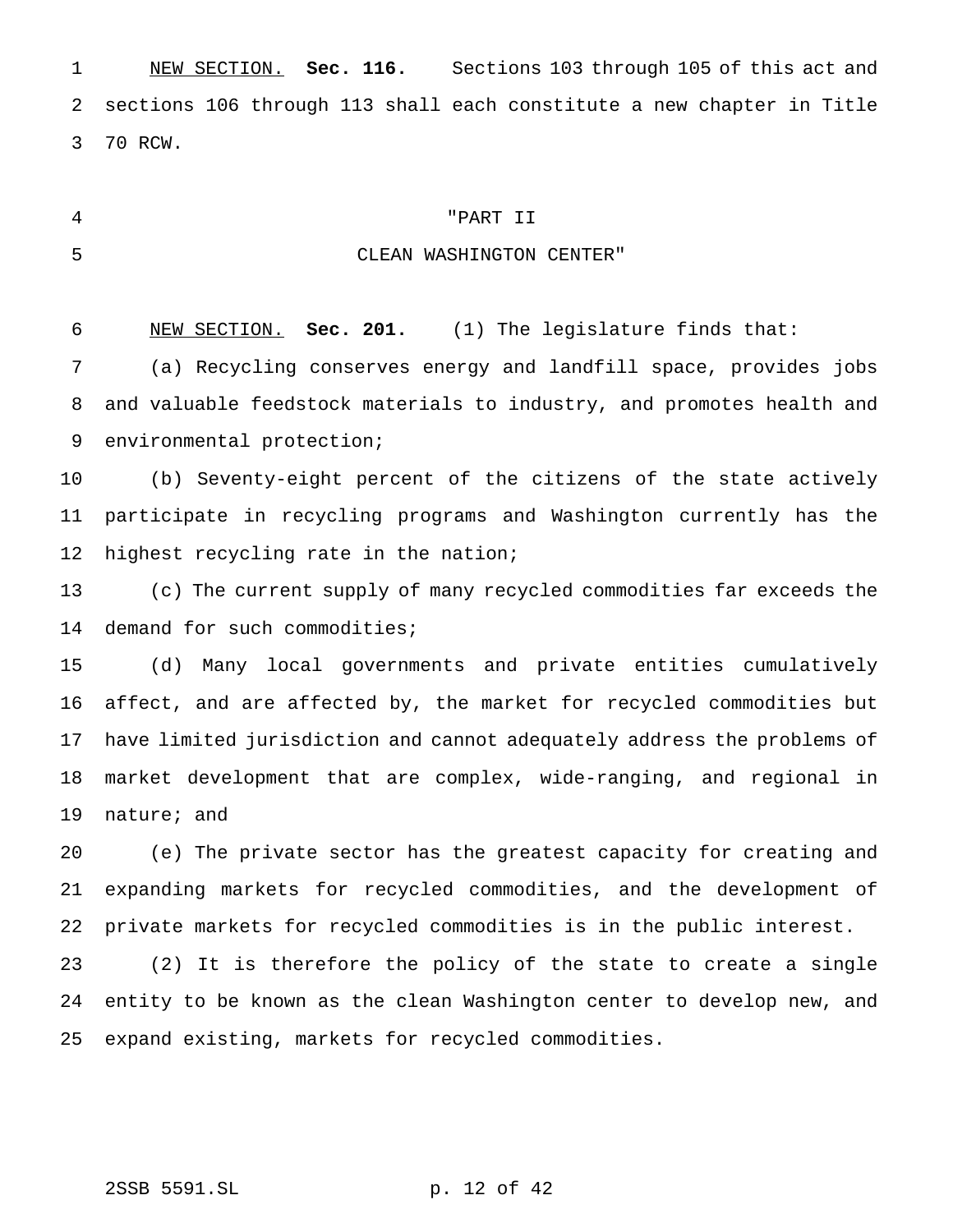NEW SECTION. **Sec. 116.** Sections 103 through 105 of this act and sections 106 through 113 shall each constitute a new chapter in Title 70 RCW.

"PART II

CLEAN WASHINGTON CENTER"

NEW SECTION. **Sec. 201.** (1) The legislature finds that:

(a) Recycling conserves energy and landfill space, provides jobs and valuable feedstock materials to industry, and promotes health and environmental protection;

(b) Seventy-eight percent of the citizens of the state actively participate in recycling programs and Washington currently has the highest recycling rate in the nation;

(c) The current supply of many recycled commodities far exceeds the demand for such commodities;

(d) Many local governments and private entities cumulatively affect, and are affected by, the market for recycled commodities but have limited jurisdiction and cannot adequately address the problems of market development that are complex, wide-ranging, and regional in nature; and

(e) The private sector has the greatest capacity for creating and expanding markets for recycled commodities, and the development of private markets for recycled commodities is in the public interest.

(2) It is therefore the policy of the state to create a single entity to be known as the clean Washington center to develop new, and expand existing, markets for recycled commodities.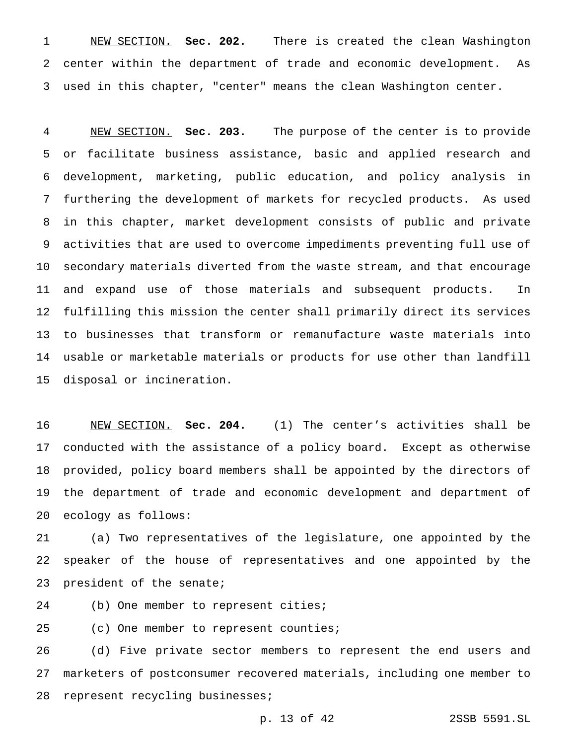NEW SECTION. **Sec. 202.** There is created the clean Washington center within the department of trade and economic development. As used in this chapter, "center" means the clean Washington center.

NEW SECTION. **Sec. 203.** The purpose of the center is to provide or facilitate business assistance, basic and applied research and development, marketing, public education, and policy analysis in furthering the development of markets for recycled products. As used in this chapter, market development consists of public and private activities that are used to overcome impediments preventing full use of secondary materials diverted from the waste stream, and that encourage and expand use of those materials and subsequent products. In fulfilling this mission the center shall primarily direct its services to businesses that transform or remanufacture waste materials into usable or marketable materials or products for use other than landfill disposal or incineration.

NEW SECTION. **Sec. 204.** (1) The center's activities shall be conducted with the assistance of a policy board. Except as otherwise provided, policy board members shall be appointed by the directors of the department of trade and economic development and department of ecology as follows:

(a) Two representatives of the legislature, one appointed by the speaker of the house of representatives and one appointed by the president of the senate;

(b) One member to represent cities;

(c) One member to represent counties;

(d) Five private sector members to represent the end users and marketers of postconsumer recovered materials, including one member to represent recycling businesses;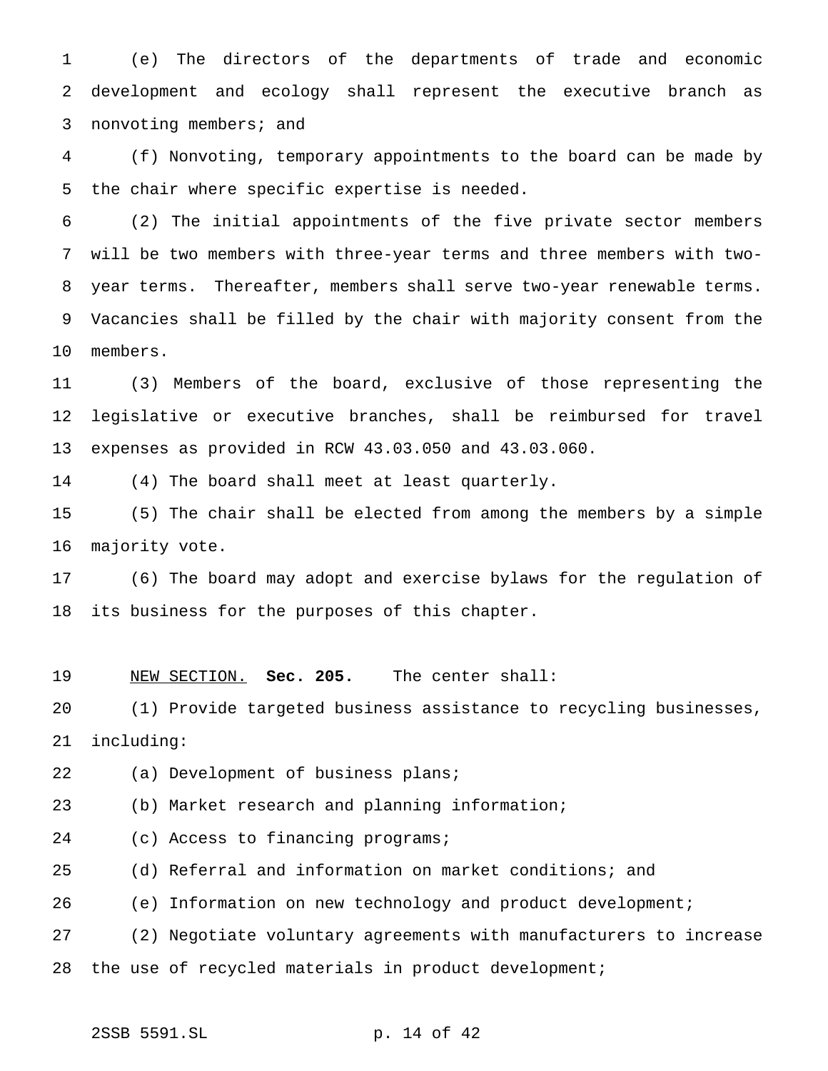(e) The directors of the departments of trade and economic development and ecology shall represent the executive branch as nonvoting members; and

(f) Nonvoting, temporary appointments to the board can be made by the chair where specific expertise is needed.

(2) The initial appointments of the five private sector members will be two members with three-year terms and three members with two-year terms. Thereafter, members shall serve two-year renewable terms. Vacancies shall be filled by the chair with majority consent from the members.

(3) Members of the board, exclusive of those representing the legislative or executive branches, shall be reimbursed for travel expenses as provided in RCW 43.03.050 and 43.03.060.

(4) The board shall meet at least quarterly.

(5) The chair shall be elected from among the members by a simple majority vote.

(6) The board may adopt and exercise bylaws for the regulation of its business for the purposes of this chapter.

NEW SECTION. **Sec. 205.** The center shall:

(1) Provide targeted business assistance to recycling businesses, including:

(a) Development of business plans;

(b) Market research and planning information;

(c) Access to financing programs;

(d) Referral and information on market conditions; and

(e) Information on new technology and product development;

(2) Negotiate voluntary agreements with manufacturers to increase the use of recycled materials in product development;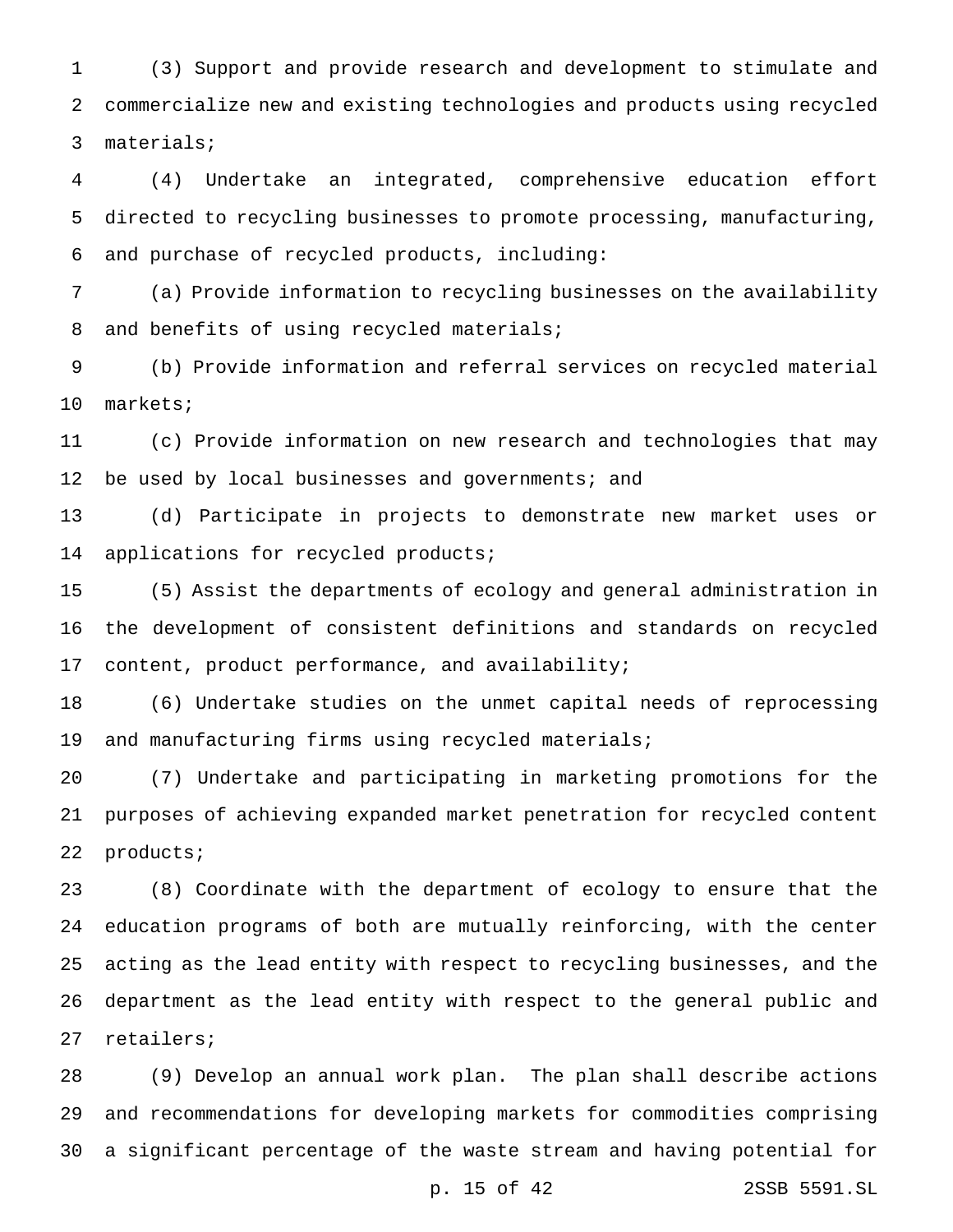(3) Support and provide research and development to stimulate and commercialize new and existing technologies and products using recycled materials;

(4) Undertake an integrated, comprehensive education effort directed to recycling businesses to promote processing, manufacturing, and purchase of recycled products, including:

(a) Provide information to recycling businesses on the availability and benefits of using recycled materials;

(b) Provide information and referral services on recycled material markets;

(c) Provide information on new research and technologies that may be used by local businesses and governments; and

(d) Participate in projects to demonstrate new market uses or applications for recycled products;

(5) Assist the departments of ecology and general administration in the development of consistent definitions and standards on recycled content, product performance, and availability;

(6) Undertake studies on the unmet capital needs of reprocessing and manufacturing firms using recycled materials;

(7) Undertake and participating in marketing promotions for the purposes of achieving expanded market penetration for recycled content products;

(8) Coordinate with the department of ecology to ensure that the education programs of both are mutually reinforcing, with the center acting as the lead entity with respect to recycling businesses, and the department as the lead entity with respect to the general public and retailers;

(9) Develop an annual work plan. The plan shall describe actions and recommendations for developing markets for commodities comprising a significant percentage of the waste stream and having potential for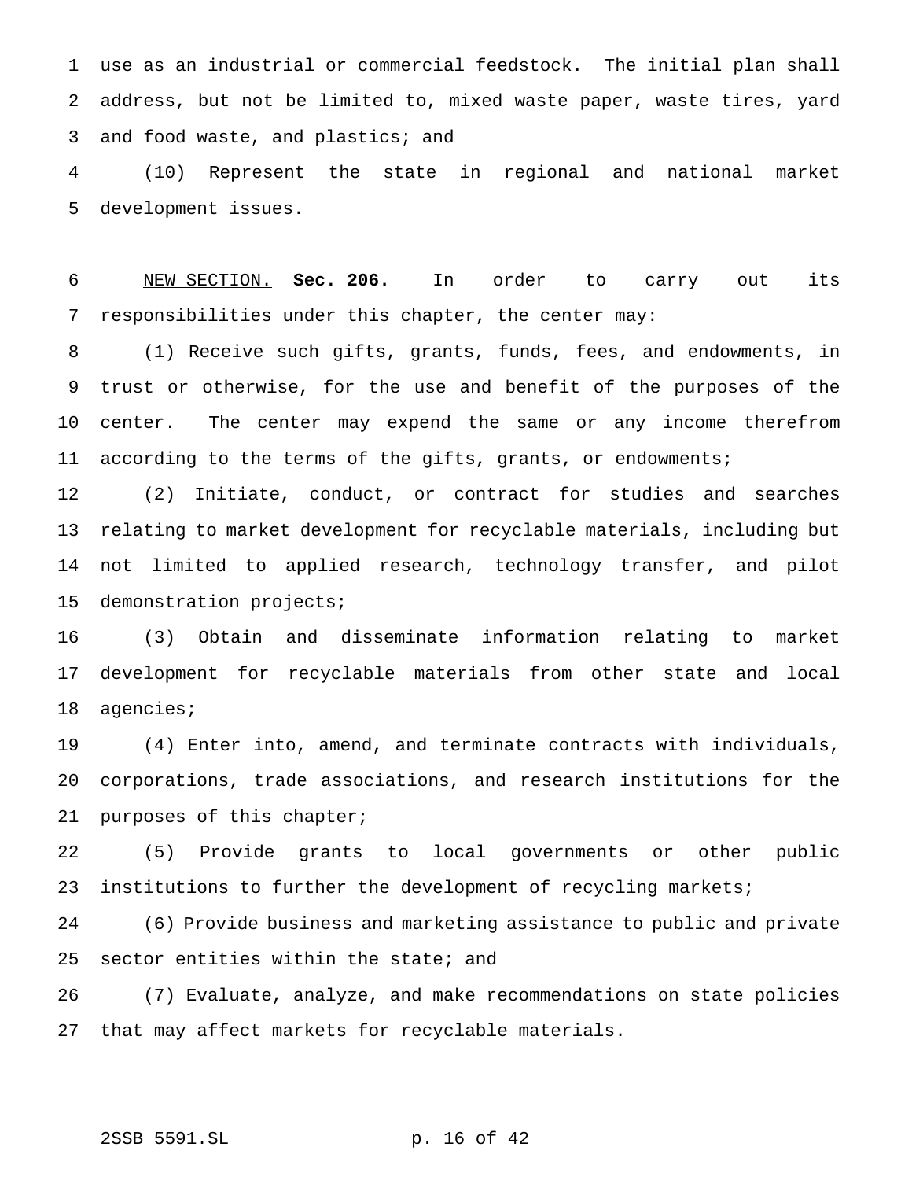use as an industrial or commercial feedstock. The initial plan shall address, but not be limited to, mixed waste paper, waste tires, yard and food waste, and plastics; and

(10) Represent the state in regional and national market development issues.

NEW SECTION. **Sec. 206.** In order to carry out its responsibilities under this chapter, the center may:

(1) Receive such gifts, grants, funds, fees, and endowments, in trust or otherwise, for the use and benefit of the purposes of the center. The center may expend the same or any income therefrom according to the terms of the gifts, grants, or endowments;

(2) Initiate, conduct, or contract for studies and searches relating to market development for recyclable materials, including but not limited to applied research, technology transfer, and pilot demonstration projects;

(3) Obtain and disseminate information relating to market development for recyclable materials from other state and local agencies;

(4) Enter into, amend, and terminate contracts with individuals, corporations, trade associations, and research institutions for the purposes of this chapter;

(5) Provide grants to local governments or other public institutions to further the development of recycling markets;

(6) Provide business and marketing assistance to public and private sector entities within the state; and

(7) Evaluate, analyze, and make recommendations on state policies that may affect markets for recyclable materials.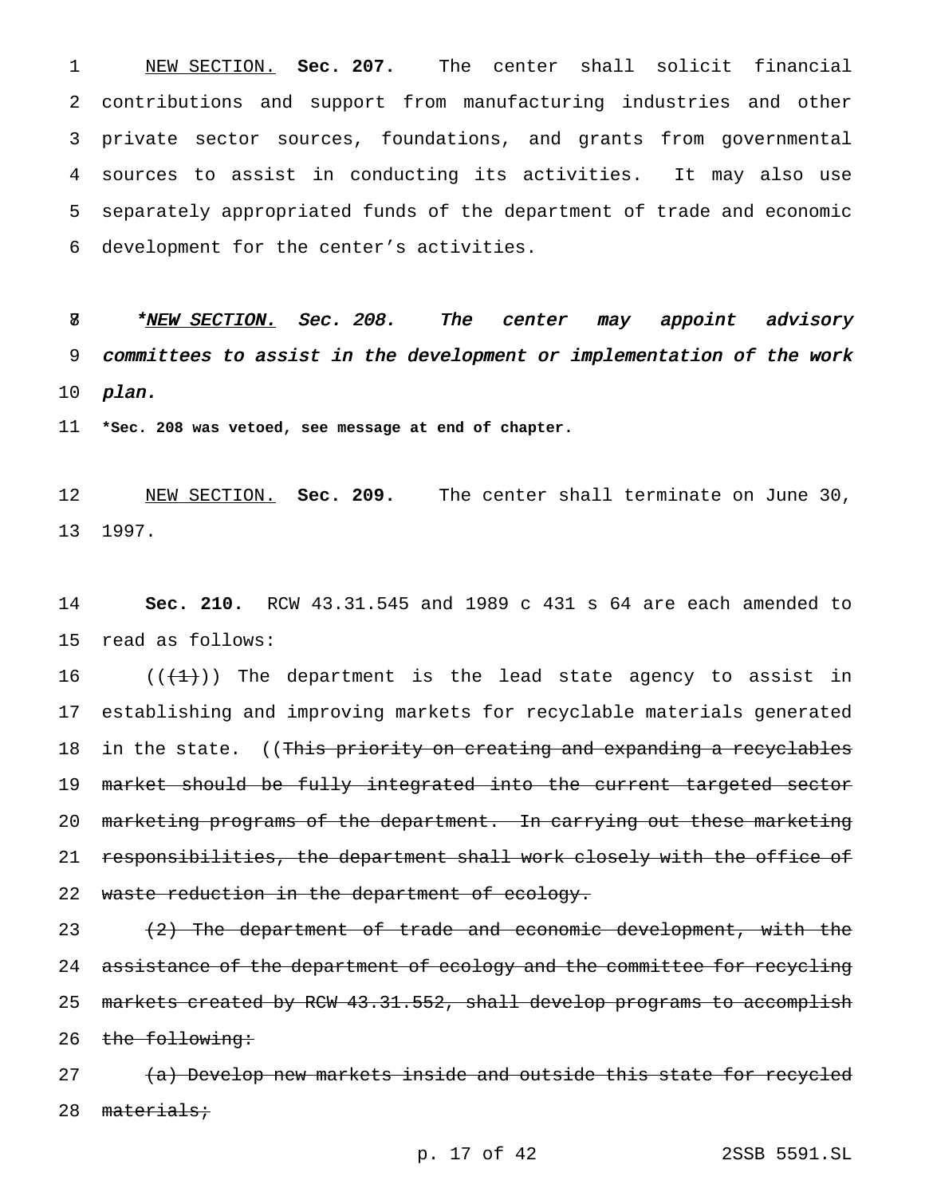NEW SECTION. **Sec. 207.** The center shall solicit financial contributions and support from manufacturing industries and other private sector sources, foundations, and grants from governmental sources to assist in conducting its activities. It may also use separately appropriated funds of the department of trade and economic development for the center's activities.

*\*NEW SECTION. Sec. 208. The center may appoint advisory committees to assist in the development or implementation of the work plan.*

**\*Sec. 208 was vetoed, see message at end of chapter.**

NEW SECTION. **Sec. 209.** The center shall terminate on June 30, 1997.

**Sec. 210.** RCW 43.31.545 and 1989 c 431 s 64 are each amended to read as follows:

(( ~~(1)~~ )) The department is the lead state agency to assist in establishing and improving markets for recyclable materials generated in the state. (( ~~This priority on creating and expanding a recyclables market should be fully integrated into the current targeted sector marketing programs of the department. In carrying out these marketing responsibilities, the department shall work closely with the office of waste reduction in the department of ecology.~~

~~(2) The department of trade and economic development, with the assistance of the department of ecology and the committee for recycling markets created by RCW 43.31.552, shall develop programs to accomplish the following:~~

~~(a) Develop new markets inside and outside this state for recycled materials;~~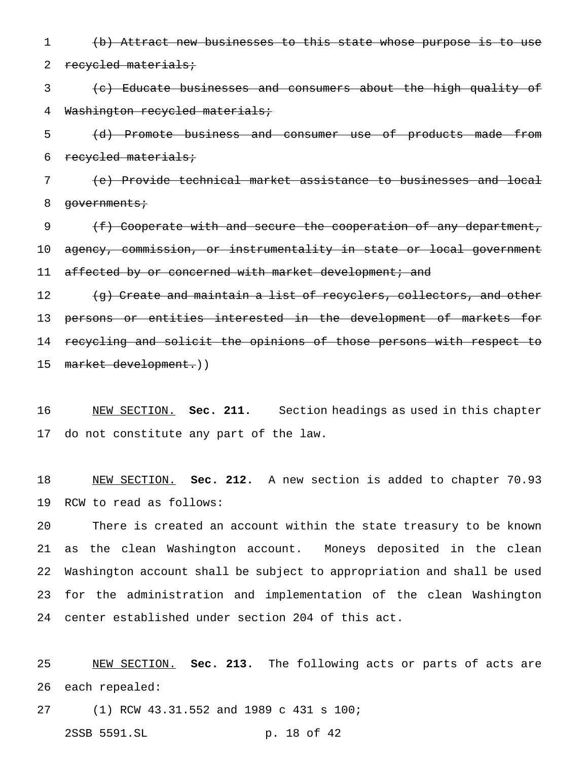~~(b) Attract new businesses to this state whose purpose is to use recycled materials;~~

~~(c) Educate businesses and consumers about the high quality of Washington recycled materials;~~

~~(d) Promote business and consumer use of products made from recycled materials;~~

~~(e) Provide technical market assistance to businesses and local governments;~~

~~(f) Cooperate with and secure the cooperation of any department, agency, commission, or instrumentality in state or local government affected by or concerned with market development; and~~

~~(g) Create and maintain a list of recyclers, collectors, and other persons or entities interested in the development of markets for recycling and solicit the opinions of those persons with respect to market development.~~))

NEW SECTION. **Sec. 211.** Section headings as used in this chapter do not constitute any part of the law.

NEW SECTION. **Sec. 212.** A new section is added to chapter 70.93 RCW to read as follows:

There is created an account within the state treasury to be known as the clean Washington account. Moneys deposited in the clean Washington account shall be subject to appropriation and shall be used for the administration and implementation of the clean Washington center established under section 204 of this act.

NEW SECTION. **Sec. 213.** The following acts or parts of acts are each repealed:

(1) RCW 43.31.552 and 1989 c 431 s 100;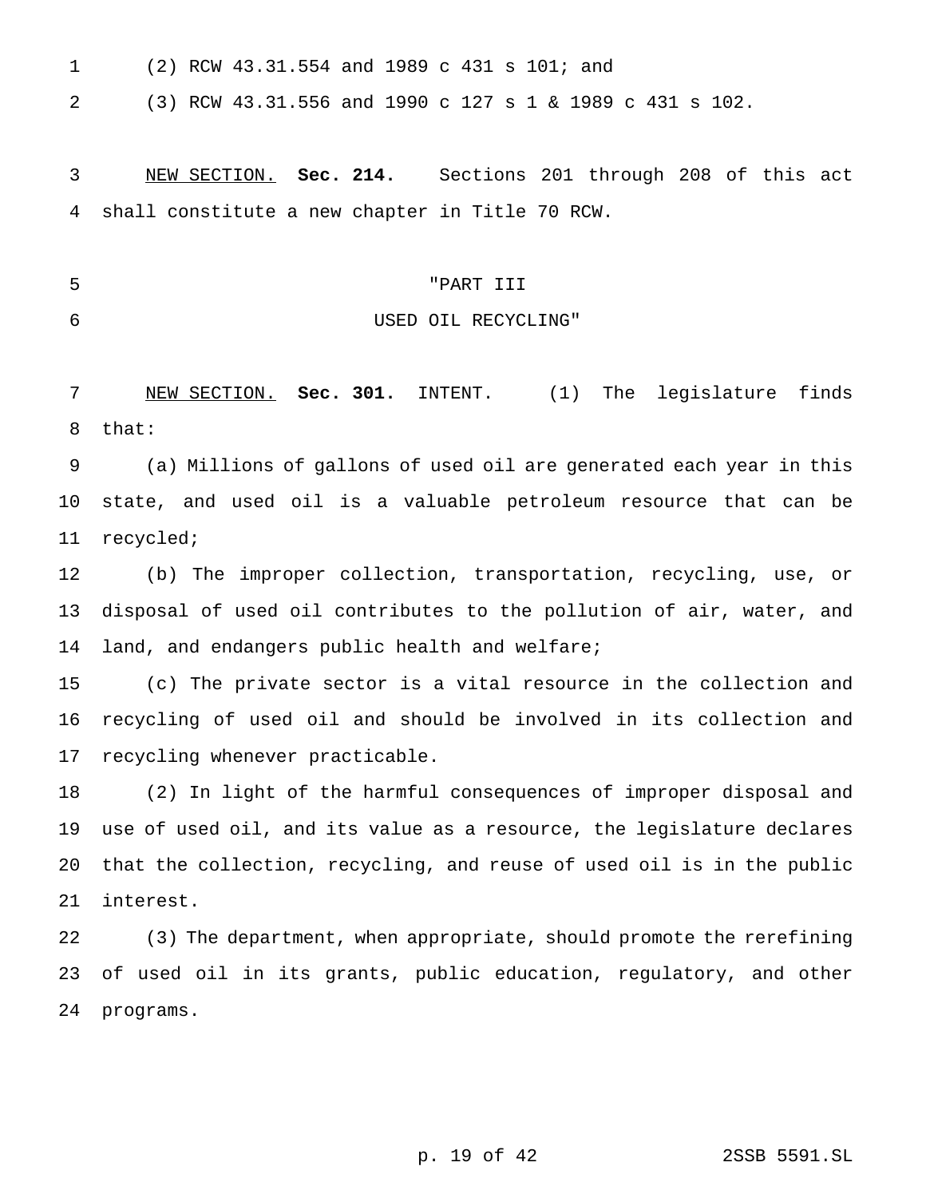(2) RCW 43.31.554 and 1989 c 431 s 101; and

(3) RCW 43.31.556 and 1990 c 127 s 1 & 1989 c 431 s 102.

NEW SECTION. **Sec. 214.** Sections 201 through 208 of this act shall constitute a new chapter in Title 70 RCW.

"PART III
USED OIL RECYCLING"

NEW SECTION. **Sec. 301.** INTENT. (1) The legislature finds that:

(a) Millions of gallons of used oil are generated each year in this state, and used oil is a valuable petroleum resource that can be recycled;

(b) The improper collection, transportation, recycling, use, or disposal of used oil contributes to the pollution of air, water, and land, and endangers public health and welfare;

(c) The private sector is a vital resource in the collection and recycling of used oil and should be involved in its collection and recycling whenever practicable.

(2) In light of the harmful consequences of improper disposal and use of used oil, and its value as a resource, the legislature declares that the collection, recycling, and reuse of used oil is in the public interest.

(3) The department, when appropriate, should promote the rerefining of used oil in its grants, public education, regulatory, and other programs.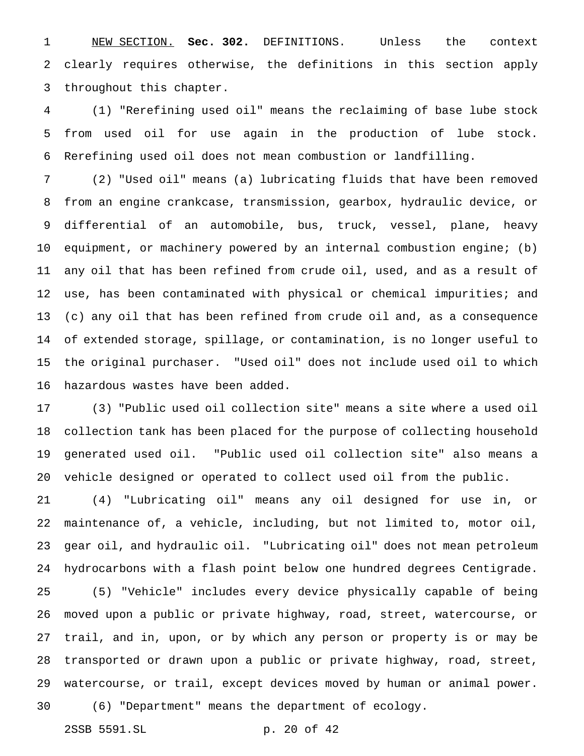NEW SECTION. **Sec. 302.** DEFINITIONS. Unless the context clearly requires otherwise, the definitions in this section apply throughout this chapter.

(1) "Rerefining used oil" means the reclaiming of base lube stock from used oil for use again in the production of lube stock. Rerefining used oil does not mean combustion or landfilling.

(2) "Used oil" means (a) lubricating fluids that have been removed from an engine crankcase, transmission, gearbox, hydraulic device, or differential of an automobile, bus, truck, vessel, plane, heavy equipment, or machinery powered by an internal combustion engine; (b) any oil that has been refined from crude oil, used, and as a result of use, has been contaminated with physical or chemical impurities; and (c) any oil that has been refined from crude oil and, as a consequence of extended storage, spillage, or contamination, is no longer useful to the original purchaser. "Used oil" does not include used oil to which hazardous wastes have been added.

(3) "Public used oil collection site" means a site where a used oil collection tank has been placed for the purpose of collecting household generated used oil. "Public used oil collection site" also means a vehicle designed or operated to collect used oil from the public.

(4) "Lubricating oil" means any oil designed for use in, or maintenance of, a vehicle, including, but not limited to, motor oil, gear oil, and hydraulic oil. "Lubricating oil" does not mean petroleum hydrocarbons with a flash point below one hundred degrees Centigrade.

(5) "Vehicle" includes every device physically capable of being moved upon a public or private highway, road, street, watercourse, or trail, and in, upon, or by which any person or property is or may be transported or drawn upon a public or private highway, road, street, watercourse, or trail, except devices moved by human or animal power.

(6) "Department" means the department of ecology.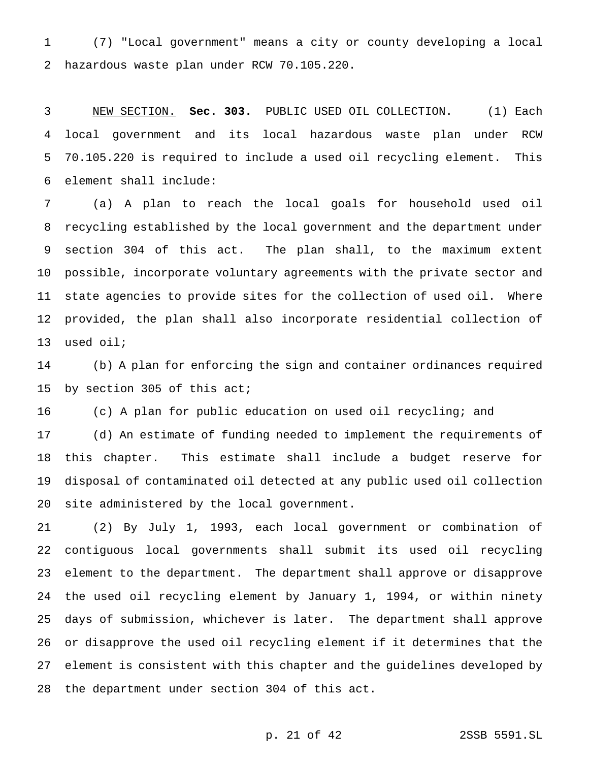(7) "Local government" means a city or county developing a local hazardous waste plan under RCW 70.105.220.

NEW SECTION. **Sec. 303.** PUBLIC USED OIL COLLECTION. (1) Each local government and its local hazardous waste plan under RCW 70.105.220 is required to include a used oil recycling element. This element shall include:

(a) A plan to reach the local goals for household used oil recycling established by the local government and the department under section 304 of this act. The plan shall, to the maximum extent possible, incorporate voluntary agreements with the private sector and state agencies to provide sites for the collection of used oil. Where provided, the plan shall also incorporate residential collection of used oil;

(b) A plan for enforcing the sign and container ordinances required by section 305 of this act;

(c) A plan for public education on used oil recycling; and

(d) An estimate of funding needed to implement the requirements of this chapter. This estimate shall include a budget reserve for disposal of contaminated oil detected at any public used oil collection site administered by the local government.

(2) By July 1, 1993, each local government or combination of contiguous local governments shall submit its used oil recycling element to the department. The department shall approve or disapprove the used oil recycling element by January 1, 1994, or within ninety days of submission, whichever is later. The department shall approve or disapprove the used oil recycling element if it determines that the element is consistent with this chapter and the guidelines developed by the department under section 304 of this act.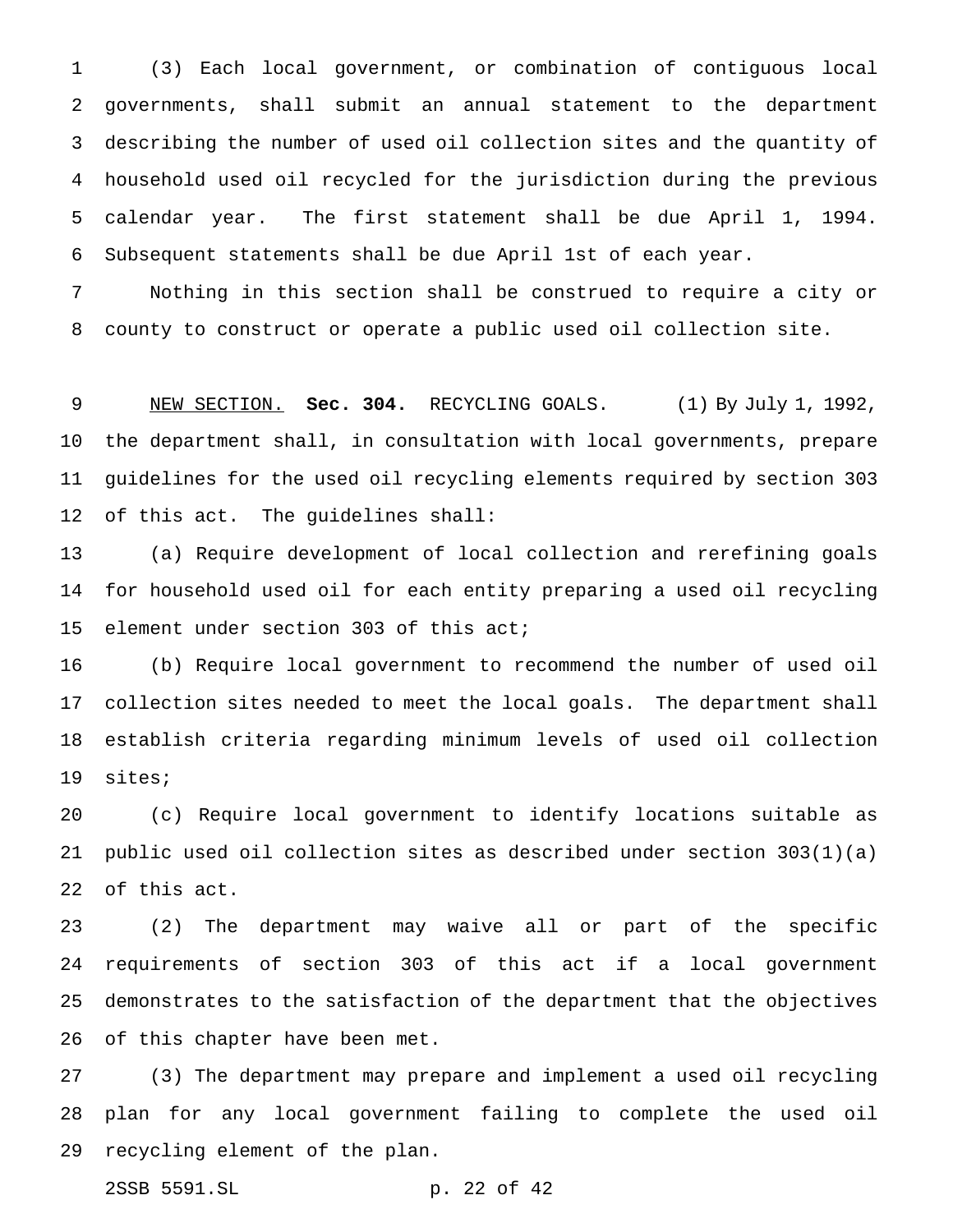(3) Each local government, or combination of contiguous local governments, shall submit an annual statement to the department describing the number of used oil collection sites and the quantity of household used oil recycled for the jurisdiction during the previous calendar year. The first statement shall be due April 1, 1994. Subsequent statements shall be due April 1st of each year.

Nothing in this section shall be construed to require a city or county to construct or operate a public used oil collection site.

NEW SECTION. **Sec. 304.** RECYCLING GOALS. (1) By July 1, 1992, the department shall, in consultation with local governments, prepare guidelines for the used oil recycling elements required by section 303 of this act. The guidelines shall:

(a) Require development of local collection and rerefining goals for household used oil for each entity preparing a used oil recycling element under section 303 of this act;

(b) Require local government to recommend the number of used oil collection sites needed to meet the local goals. The department shall establish criteria regarding minimum levels of used oil collection sites;

(c) Require local government to identify locations suitable as public used oil collection sites as described under section 303(1)(a) of this act.

(2) The department may waive all or part of the specific requirements of section 303 of this act if a local government demonstrates to the satisfaction of the department that the objectives of this chapter have been met.

(3) The department may prepare and implement a used oil recycling plan for any local government failing to complete the used oil recycling element of the plan.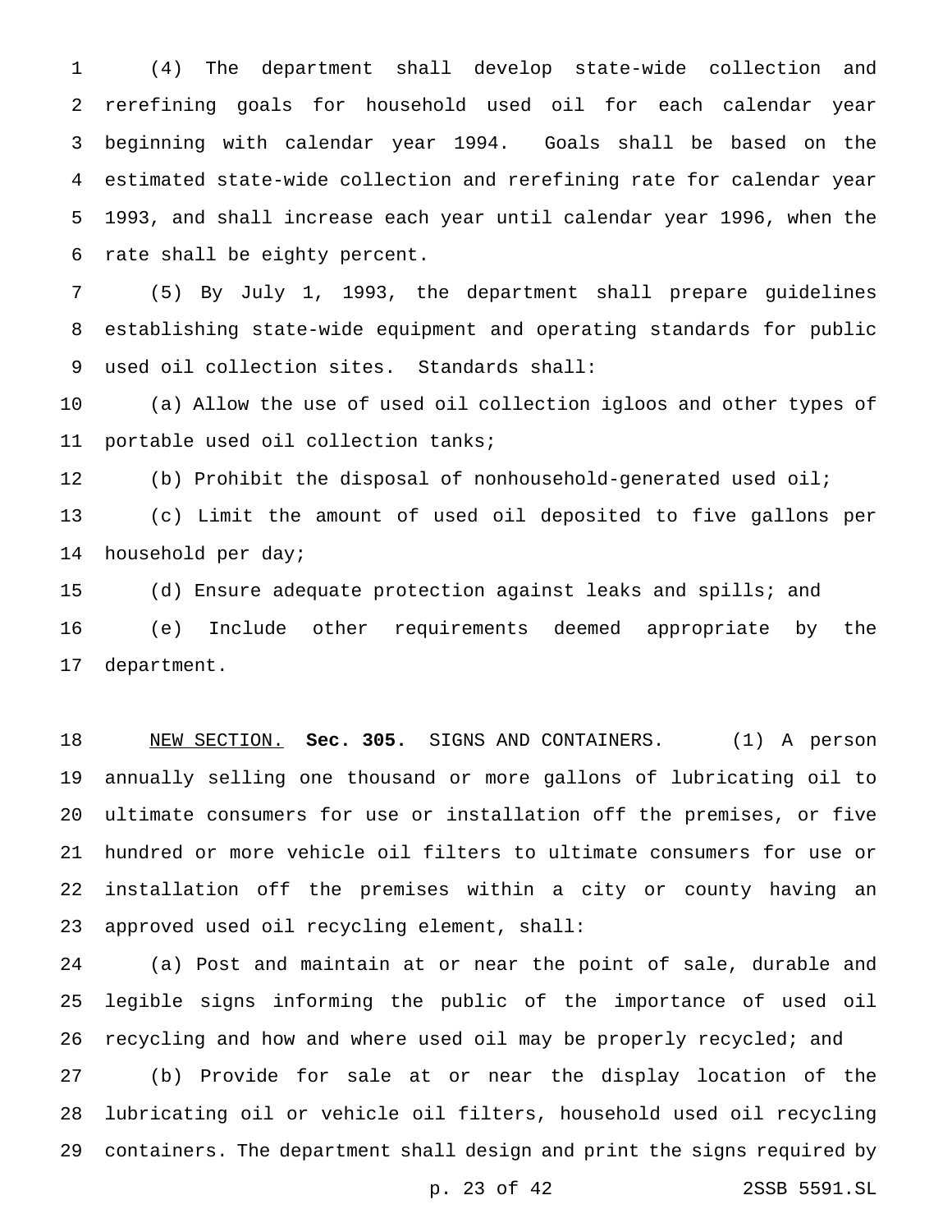(4) The department shall develop state-wide collection and rerefining goals for household used oil for each calendar year beginning with calendar year 1994. Goals shall be based on the estimated state-wide collection and rerefining rate for calendar year 1993, and shall increase each year until calendar year 1996, when the rate shall be eighty percent.

(5) By July 1, 1993, the department shall prepare guidelines establishing state-wide equipment and operating standards for public used oil collection sites. Standards shall:

(a) Allow the use of used oil collection igloos and other types of portable used oil collection tanks;

(b) Prohibit the disposal of nonhousehold-generated used oil;

(c) Limit the amount of used oil deposited to five gallons per household per day;

(d) Ensure adequate protection against leaks and spills; and

(e) Include other requirements deemed appropriate by the department.

NEW SECTION. **Sec. 305.** SIGNS AND CONTAINERS. (1) A person annually selling one thousand or more gallons of lubricating oil to ultimate consumers for use or installation off the premises, or five hundred or more vehicle oil filters to ultimate consumers for use or installation off the premises within a city or county having an approved used oil recycling element, shall:

(a) Post and maintain at or near the point of sale, durable and legible signs informing the public of the importance of used oil recycling and how and where used oil may be properly recycled; and

(b) Provide for sale at or near the display location of the lubricating oil or vehicle oil filters, household used oil recycling containers. The department shall design and print the signs required by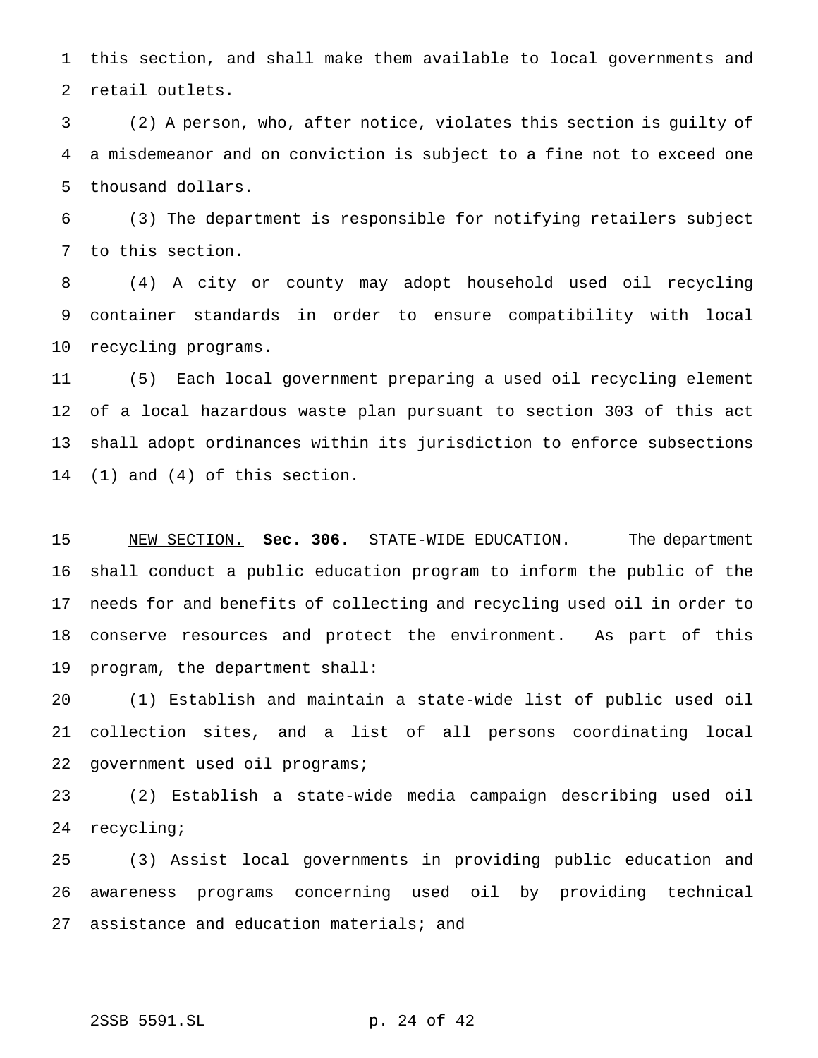this section, and shall make them available to local governments and retail outlets.

(2) A person, who, after notice, violates this section is guilty of a misdemeanor and on conviction is subject to a fine not to exceed one thousand dollars.

(3) The department is responsible for notifying retailers subject to this section.

(4) A city or county may adopt household used oil recycling container standards in order to ensure compatibility with local recycling programs.

(5) Each local government preparing a used oil recycling element of a local hazardous waste plan pursuant to section 303 of this act shall adopt ordinances within its jurisdiction to enforce subsections (1) and (4) of this section.

NEW SECTION. **Sec. 306.** STATE-WIDE EDUCATION. The department shall conduct a public education program to inform the public of the needs for and benefits of collecting and recycling used oil in order to conserve resources and protect the environment. As part of this program, the department shall:

(1) Establish and maintain a state-wide list of public used oil collection sites, and a list of all persons coordinating local government used oil programs;

(2) Establish a state-wide media campaign describing used oil recycling;

(3) Assist local governments in providing public education and awareness programs concerning used oil by providing technical assistance and education materials; and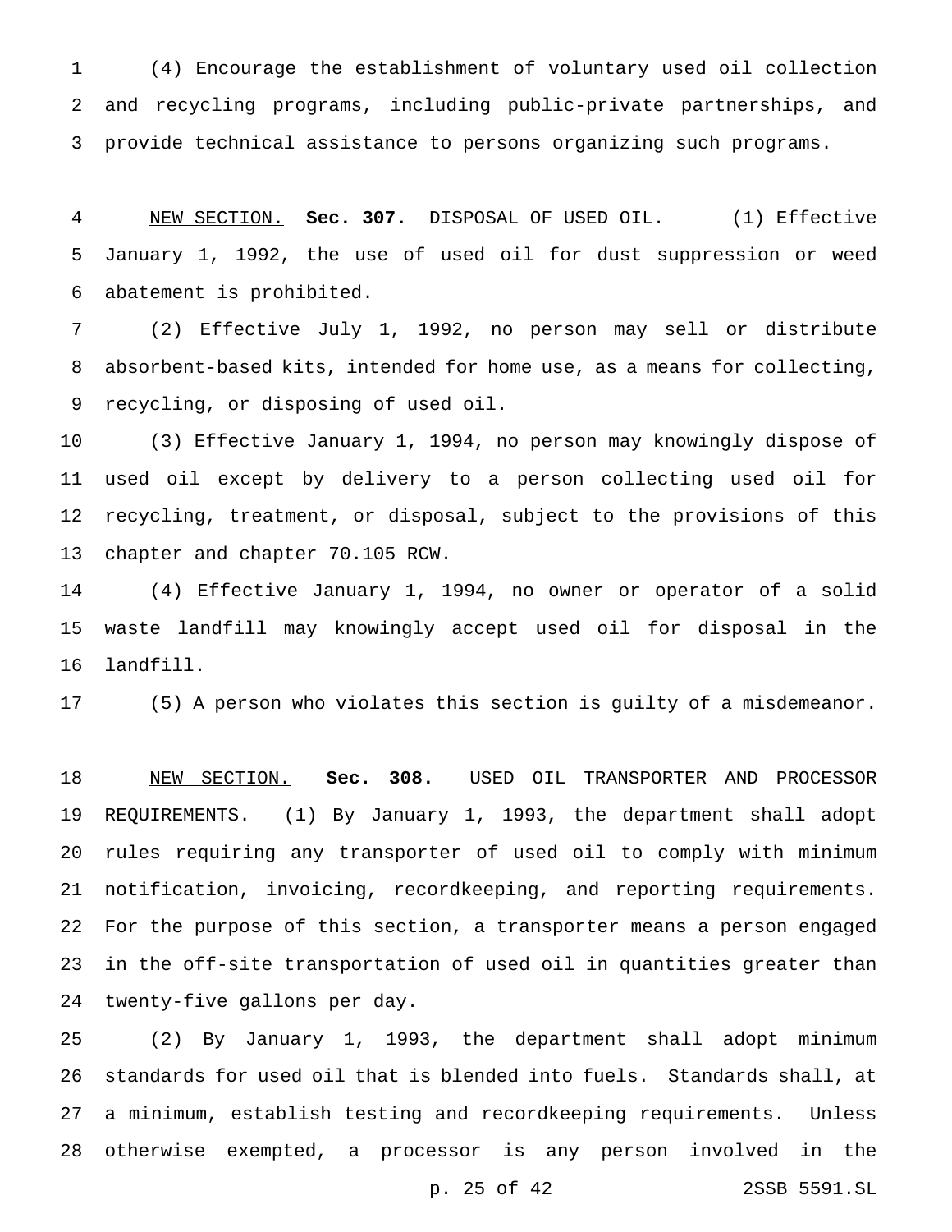(4) Encourage the establishment of voluntary used oil collection and recycling programs, including public-private partnerships, and provide technical assistance to persons organizing such programs.

NEW SECTION. **Sec. 307.** DISPOSAL OF USED OIL. (1) Effective January 1, 1992, the use of used oil for dust suppression or weed abatement is prohibited.

(2) Effective July 1, 1992, no person may sell or distribute absorbent-based kits, intended for home use, as a means for collecting, recycling, or disposing of used oil.

(3) Effective January 1, 1994, no person may knowingly dispose of used oil except by delivery to a person collecting used oil for recycling, treatment, or disposal, subject to the provisions of this chapter and chapter 70.105 RCW.

(4) Effective January 1, 1994, no owner or operator of a solid waste landfill may knowingly accept used oil for disposal in the landfill.

(5) A person who violates this section is guilty of a misdemeanor.

NEW SECTION. **Sec. 308.** USED OIL TRANSPORTER AND PROCESSOR REQUIREMENTS. (1) By January 1, 1993, the department shall adopt rules requiring any transporter of used oil to comply with minimum notification, invoicing, recordkeeping, and reporting requirements. For the purpose of this section, a transporter means a person engaged in the off-site transportation of used oil in quantities greater than twenty-five gallons per day.

(2) By January 1, 1993, the department shall adopt minimum standards for used oil that is blended into fuels. Standards shall, at a minimum, establish testing and recordkeeping requirements. Unless otherwise exempted, a processor is any person involved in the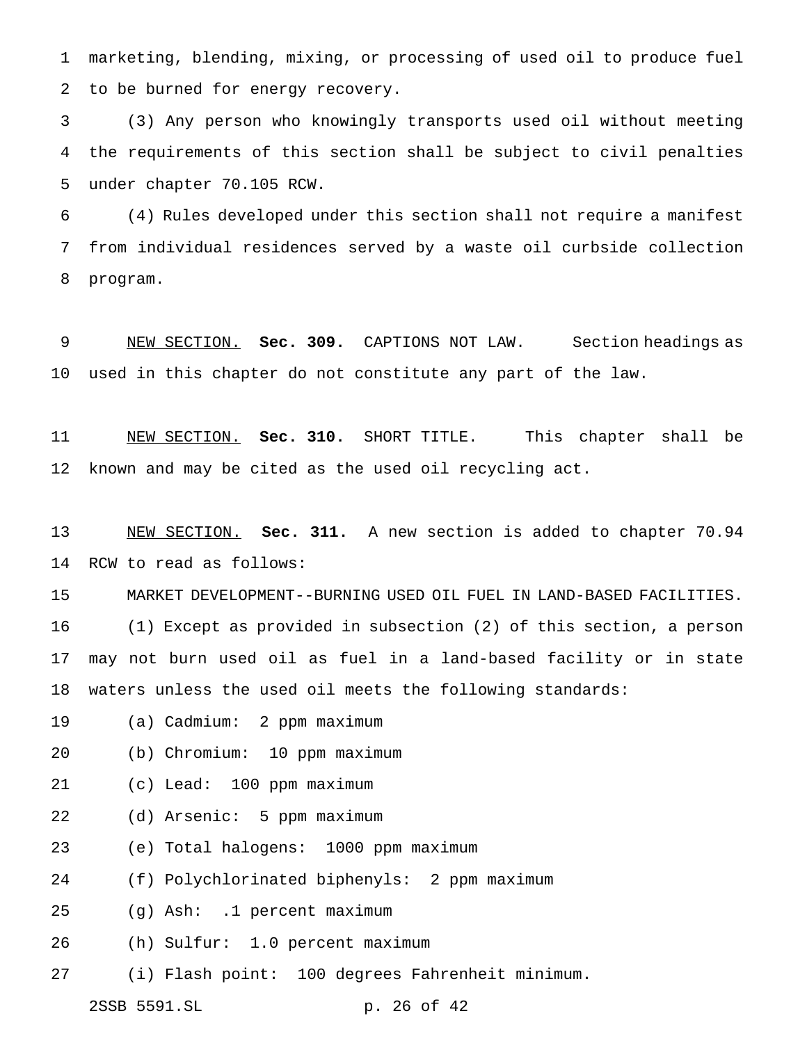marketing, blending, mixing, or processing of used oil to produce fuel to be burned for energy recovery.

(3) Any person who knowingly transports used oil without meeting the requirements of this section shall be subject to civil penalties under chapter 70.105 RCW.

(4) Rules developed under this section shall not require a manifest from individual residences served by a waste oil curbside collection program.

NEW SECTION. **Sec. 309.** CAPTIONS NOT LAW. Section headings as used in this chapter do not constitute any part of the law.

NEW SECTION. **Sec. 310.** SHORT TITLE. This chapter shall be known and may be cited as the used oil recycling act.

NEW SECTION. **Sec. 311.** A new section is added to chapter 70.94 RCW to read as follows:

MARKET DEVELOPMENT--BURNING USED OIL FUEL IN LAND-BASED FACILITIES.

(1) Except as provided in subsection (2) of this section, a person may not burn used oil as fuel in a land-based facility or in state waters unless the used oil meets the following standards:

(a) Cadmium: 2 ppm maximum

(b) Chromium: 10 ppm maximum

(c) Lead: 100 ppm maximum

(d) Arsenic: 5 ppm maximum

(e) Total halogens: 1000 ppm maximum

(f) Polychlorinated biphenyls: 2 ppm maximum

(g) Ash: .1 percent maximum

(h) Sulfur: 1.0 percent maximum

(i) Flash point: 100 degrees Fahrenheit minimum.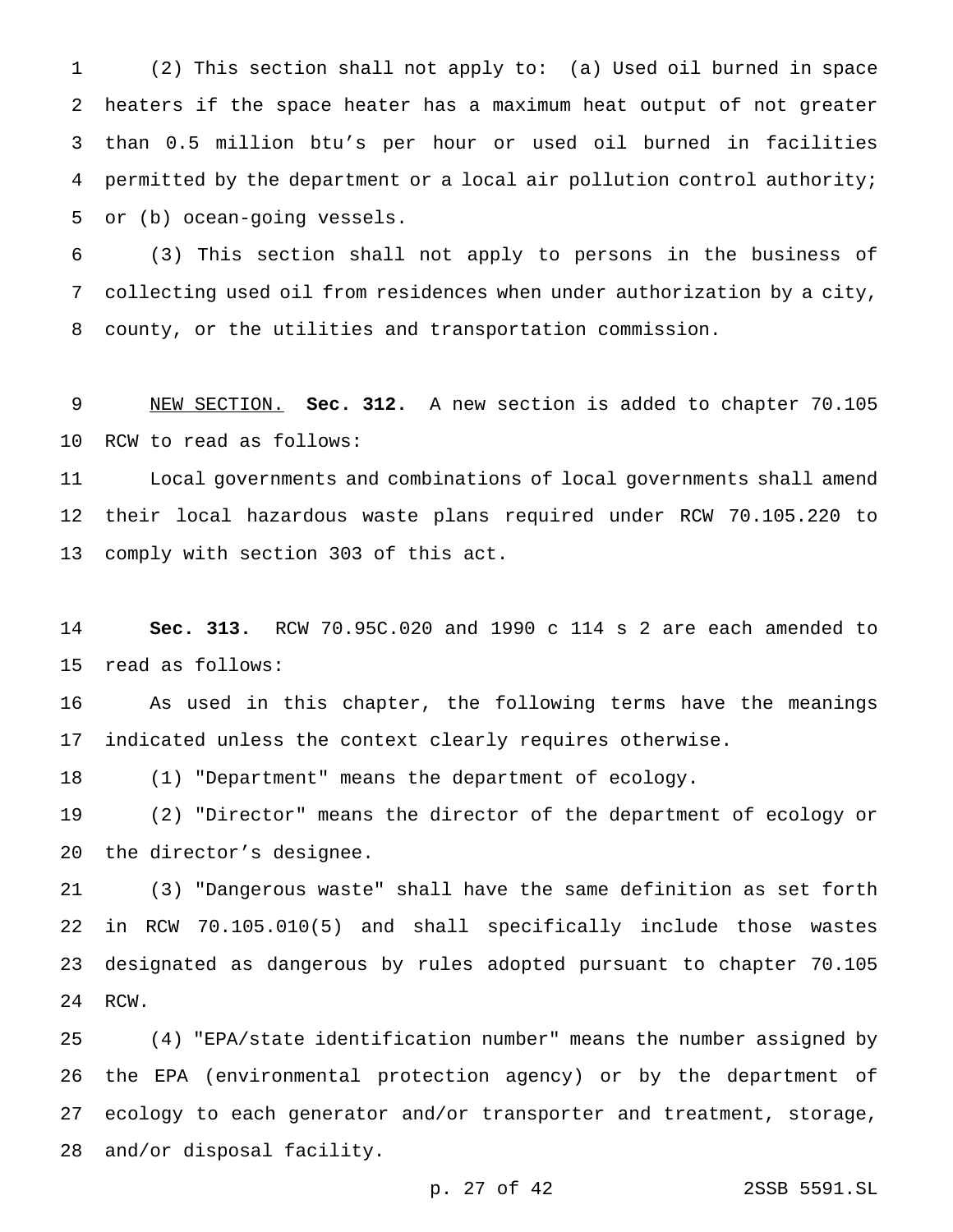(2) This section shall not apply to: (a) Used oil burned in space heaters if the space heater has a maximum heat output of not greater than 0.5 million btu's per hour or used oil burned in facilities permitted by the department or a local air pollution control authority; or (b) ocean-going vessels.

(3) This section shall not apply to persons in the business of collecting used oil from residences when under authorization by a city, county, or the utilities and transportation commission.

NEW SECTION. **Sec. 312.** A new section is added to chapter 70.105 RCW to read as follows:

Local governments and combinations of local governments shall amend their local hazardous waste plans required under RCW 70.105.220 to comply with section 303 of this act.

**Sec. 313.** RCW 70.95C.020 and 1990 c 114 s 2 are each amended to read as follows:

As used in this chapter, the following terms have the meanings indicated unless the context clearly requires otherwise.

(1) "Department" means the department of ecology.

(2) "Director" means the director of the department of ecology or the director's designee.

(3) "Dangerous waste" shall have the same definition as set forth in RCW 70.105.010(5) and shall specifically include those wastes designated as dangerous by rules adopted pursuant to chapter 70.105 RCW.

(4) "EPA/state identification number" means the number assigned by the EPA (environmental protection agency) or by the department of ecology to each generator and/or transporter and treatment, storage, and/or disposal facility.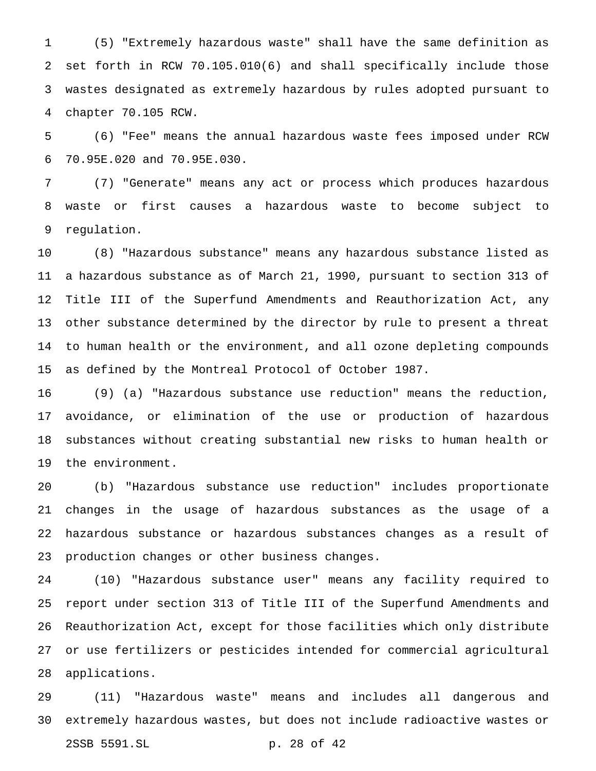(5) "Extremely hazardous waste" shall have the same definition as set forth in RCW 70.105.010(6) and shall specifically include those wastes designated as extremely hazardous by rules adopted pursuant to chapter 70.105 RCW.

(6) "Fee" means the annual hazardous waste fees imposed under RCW 70.95E.020 and 70.95E.030.

(7) "Generate" means any act or process which produces hazardous waste or first causes a hazardous waste to become subject to regulation.

(8) "Hazardous substance" means any hazardous substance listed as a hazardous substance as of March 21, 1990, pursuant to section 313 of Title III of the Superfund Amendments and Reauthorization Act, any other substance determined by the director by rule to present a threat to human health or the environment, and all ozone depleting compounds as defined by the Montreal Protocol of October 1987.

(9) (a) "Hazardous substance use reduction" means the reduction, avoidance, or elimination of the use or production of hazardous substances without creating substantial new risks to human health or the environment.

(b) "Hazardous substance use reduction" includes proportionate changes in the usage of hazardous substances as the usage of a hazardous substance or hazardous substances changes as a result of production changes or other business changes.

(10) "Hazardous substance user" means any facility required to report under section 313 of Title III of the Superfund Amendments and Reauthorization Act, except for those facilities which only distribute or use fertilizers or pesticides intended for commercial agricultural applications.

(11) "Hazardous waste" means and includes all dangerous and extremely hazardous wastes, but does not include radioactive wastes or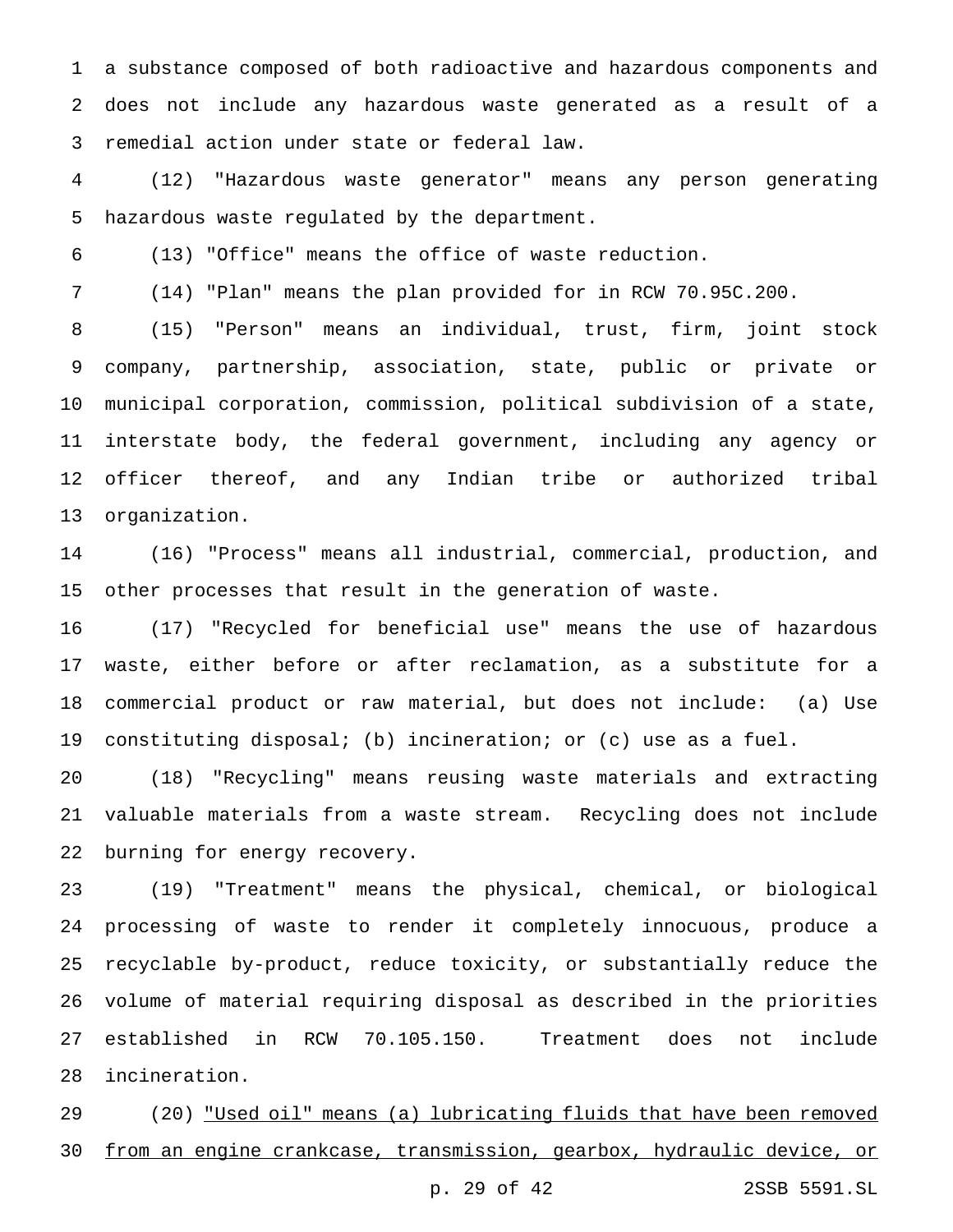a substance composed of both radioactive and hazardous components and does not include any hazardous waste generated as a result of a remedial action under state or federal law.

(12) "Hazardous waste generator" means any person generating hazardous waste regulated by the department.

(13) "Office" means the office of waste reduction.

(14) "Plan" means the plan provided for in RCW 70.95C.200.

(15) "Person" means an individual, trust, firm, joint stock company, partnership, association, state, public or private or municipal corporation, commission, political subdivision of a state, interstate body, the federal government, including any agency or officer thereof, and any Indian tribe or authorized tribal organization.

(16) "Process" means all industrial, commercial, production, and other processes that result in the generation of waste.

(17) "Recycled for beneficial use" means the use of hazardous waste, either before or after reclamation, as a substitute for a commercial product or raw material, but does not include: (a) Use constituting disposal; (b) incineration; or (c) use as a fuel.

(18) "Recycling" means reusing waste materials and extracting valuable materials from a waste stream. Recycling does not include burning for energy recovery.

(19) "Treatment" means the physical, chemical, or biological processing of waste to render it completely innocuous, produce a recyclable by-product, reduce toxicity, or substantially reduce the volume of material requiring disposal as described in the priorities established in RCW 70.105.150. Treatment does not include incineration.

(20) <u>"Used oil" means (a) lubricating fluids that have been removed from an engine crankcase, transmission, gearbox, hydraulic device, or</u>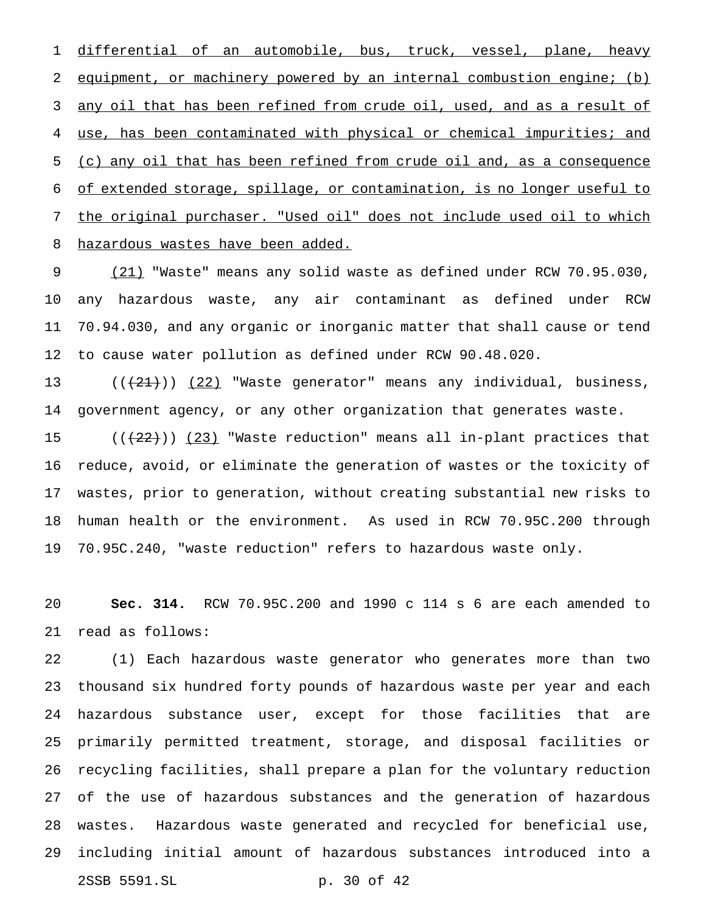differential of an automobile, bus, truck, vessel, plane, heavy equipment, or machinery powered by an internal combustion engine; (b) any oil that has been refined from crude oil, used, and as a result of use, has been contaminated with physical or chemical impurities; and (c) any oil that has been refined from crude oil and, as a consequence of extended storage, spillage, or contamination, is no longer useful to the original purchaser. "Used oil" does not include used oil to which hazardous wastes have been added.

(21) "Waste" means any solid waste as defined under RCW 70.95.030, any hazardous waste, any air contaminant as defined under RCW 70.94.030, and any organic or inorganic matter that shall cause or tend to cause water pollution as defined under RCW 90.48.020.

(((21))) (22) "Waste generator" means any individual, business, government agency, or any other organization that generates waste.

(((22))) (23) "Waste reduction" means all in-plant practices that reduce, avoid, or eliminate the generation of wastes or the toxicity of wastes, prior to generation, without creating substantial new risks to human health or the environment. As used in RCW 70.95C.200 through 70.95C.240, "waste reduction" refers to hazardous waste only.

**Sec. 314.** RCW 70.95C.200 and 1990 c 114 s 6 are each amended to read as follows:

(1) Each hazardous waste generator who generates more than two thousand six hundred forty pounds of hazardous waste per year and each hazardous substance user, except for those facilities that are primarily permitted treatment, storage, and disposal facilities or recycling facilities, shall prepare a plan for the voluntary reduction of the use of hazardous substances and the generation of hazardous wastes. Hazardous waste generated and recycled for beneficial use, including initial amount of hazardous substances introduced into a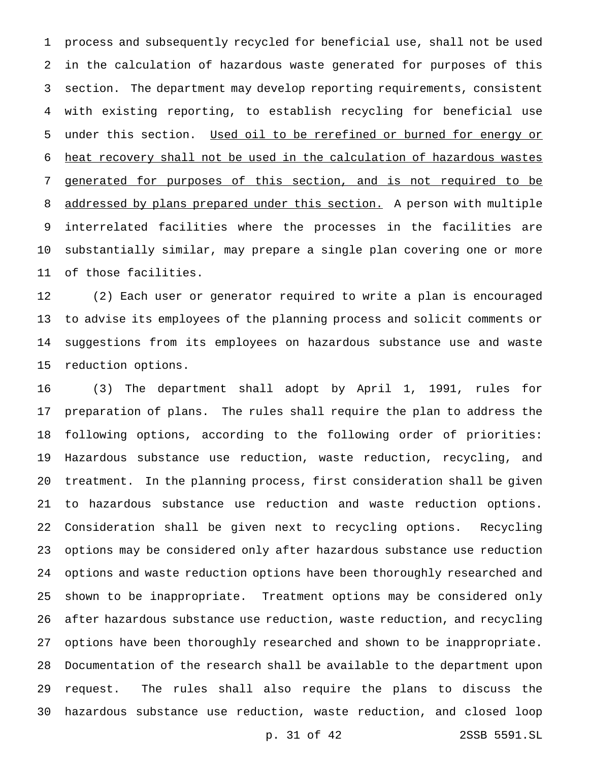process and subsequently recycled for beneficial use, shall not be used in the calculation of hazardous waste generated for purposes of this section. The department may develop reporting requirements, consistent with existing reporting, to establish recycling for beneficial use under this section. <u>Used oil to be rerefined or burned for energy or heat recovery shall not be used in the calculation of hazardous wastes generated for purposes of this section, and is not required to be addressed by plans prepared under this section.</u> A person with multiple interrelated facilities where the processes in the facilities are substantially similar, may prepare a single plan covering one or more of those facilities.

(2) Each user or generator required to write a plan is encouraged to advise its employees of the planning process and solicit comments or suggestions from its employees on hazardous substance use and waste reduction options.

(3) The department shall adopt by April 1, 1991, rules for preparation of plans. The rules shall require the plan to address the following options, according to the following order of priorities: Hazardous substance use reduction, waste reduction, recycling, and treatment. In the planning process, first consideration shall be given to hazardous substance use reduction and waste reduction options. Consideration shall be given next to recycling options. Recycling options may be considered only after hazardous substance use reduction options and waste reduction options have been thoroughly researched and shown to be inappropriate. Treatment options may be considered only after hazardous substance use reduction, waste reduction, and recycling options have been thoroughly researched and shown to be inappropriate. Documentation of the research shall be available to the department upon request. The rules shall also require the plans to discuss the hazardous substance use reduction, waste reduction, and closed loop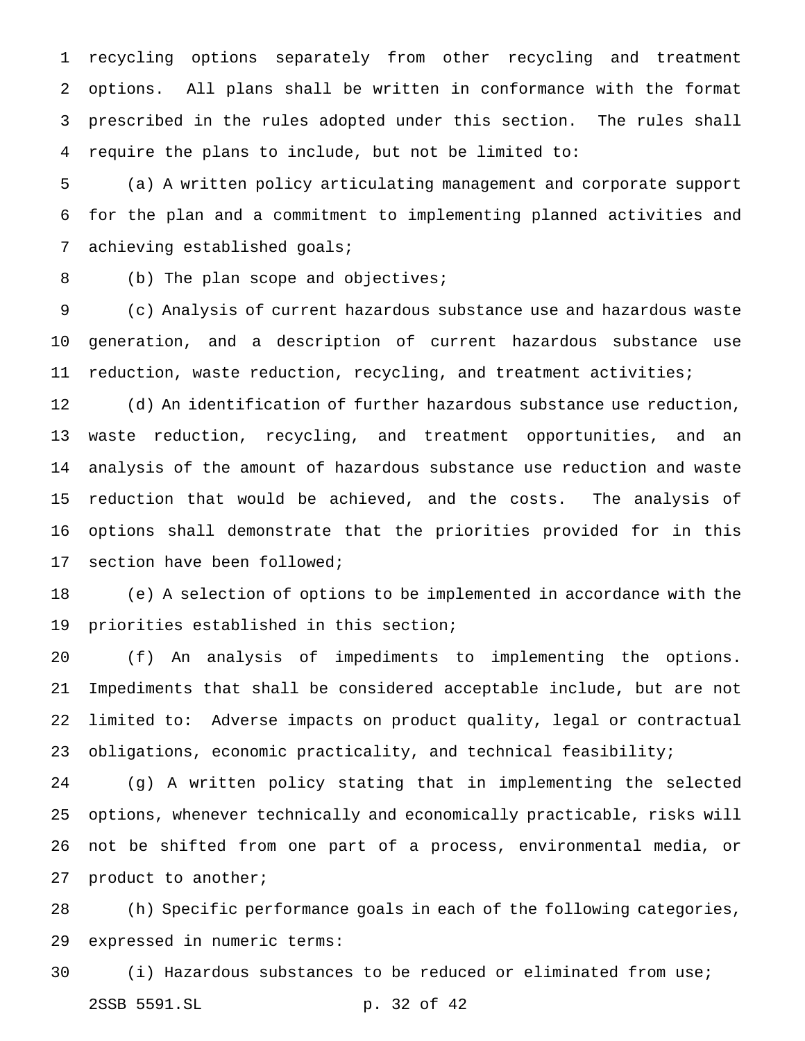recycling options separately from other recycling and treatment options. All plans shall be written in conformance with the format prescribed in the rules adopted under this section. The rules shall require the plans to include, but not be limited to:

(a) A written policy articulating management and corporate support for the plan and a commitment to implementing planned activities and achieving established goals;

(b) The plan scope and objectives;

(c) Analysis of current hazardous substance use and hazardous waste generation, and a description of current hazardous substance use reduction, waste reduction, recycling, and treatment activities;

(d) An identification of further hazardous substance use reduction, waste reduction, recycling, and treatment opportunities, and an analysis of the amount of hazardous substance use reduction and waste reduction that would be achieved, and the costs. The analysis of options shall demonstrate that the priorities provided for in this section have been followed;

(e) A selection of options to be implemented in accordance with the priorities established in this section;

(f) An analysis of impediments to implementing the options. Impediments that shall be considered acceptable include, but are not limited to: Adverse impacts on product quality, legal or contractual obligations, economic practicality, and technical feasibility;

(g) A written policy stating that in implementing the selected options, whenever technically and economically practicable, risks will not be shifted from one part of a process, environmental media, or product to another;

(h) Specific performance goals in each of the following categories, expressed in numeric terms:

(i) Hazardous substances to be reduced or eliminated from use;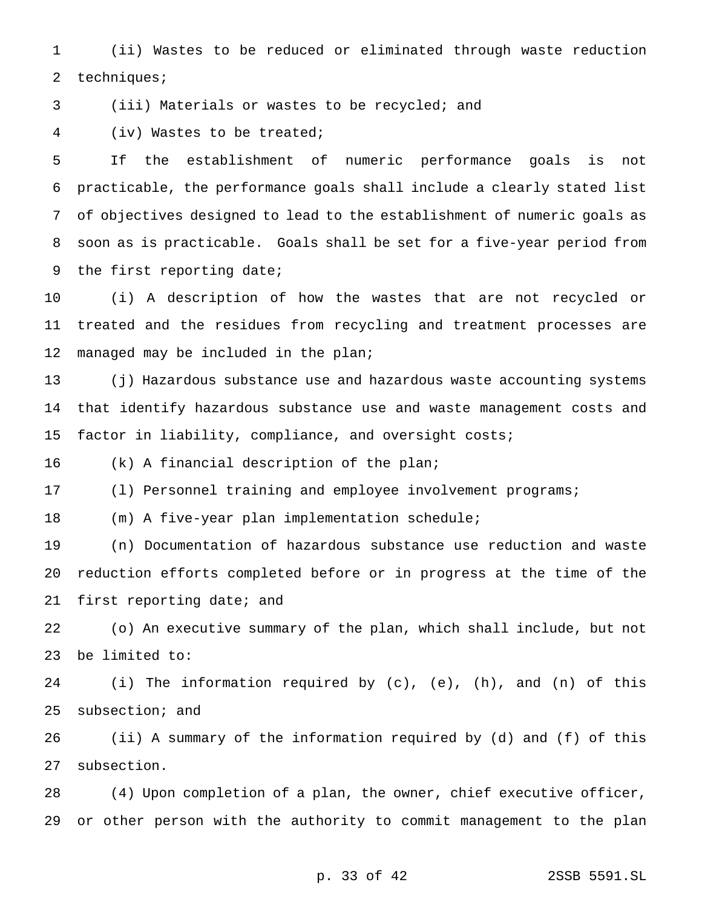(ii) Wastes to be reduced or eliminated through waste reduction techniques;

(iii) Materials or wastes to be recycled; and

(iv) Wastes to be treated;

If the establishment of numeric performance goals is not practicable, the performance goals shall include a clearly stated list of objectives designed to lead to the establishment of numeric goals as soon as is practicable. Goals shall be set for a five-year period from the first reporting date;

(i) A description of how the wastes that are not recycled or treated and the residues from recycling and treatment processes are managed may be included in the plan;

(j) Hazardous substance use and hazardous waste accounting systems that identify hazardous substance use and waste management costs and factor in liability, compliance, and oversight costs;

(k) A financial description of the plan;

(l) Personnel training and employee involvement programs;

(m) A five-year plan implementation schedule;

(n) Documentation of hazardous substance use reduction and waste reduction efforts completed before or in progress at the time of the first reporting date; and

(o) An executive summary of the plan, which shall include, but not be limited to:

(i) The information required by (c), (e), (h), and (n) of this subsection; and

(ii) A summary of the information required by (d) and (f) of this subsection.

(4) Upon completion of a plan, the owner, chief executive officer, or other person with the authority to commit management to the plan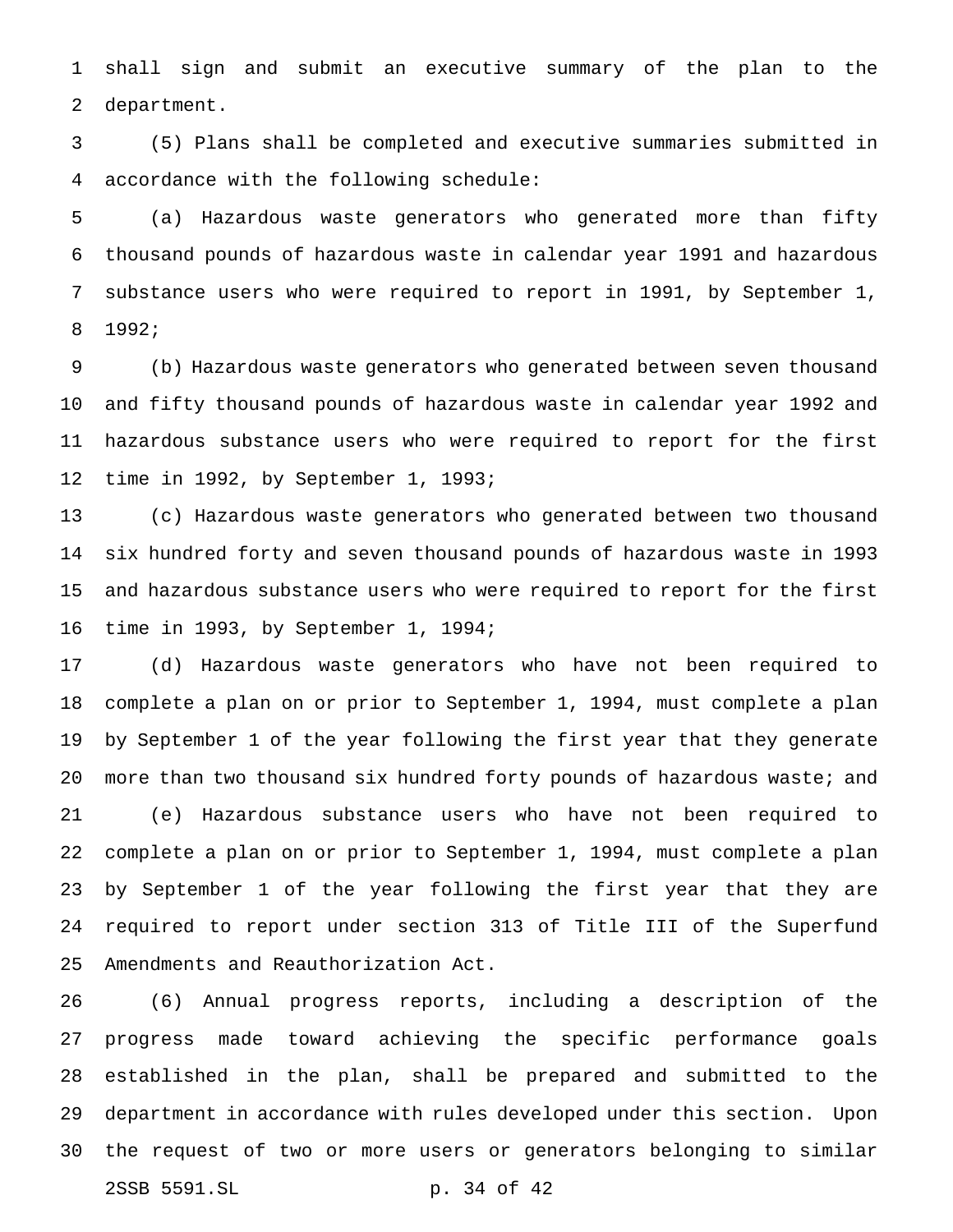shall sign and submit an executive summary of the plan to the department.

(5) Plans shall be completed and executive summaries submitted in accordance with the following schedule:

(a) Hazardous waste generators who generated more than fifty thousand pounds of hazardous waste in calendar year 1991 and hazardous substance users who were required to report in 1991, by September 1, 1992;

(b) Hazardous waste generators who generated between seven thousand and fifty thousand pounds of hazardous waste in calendar year 1992 and hazardous substance users who were required to report for the first time in 1992, by September 1, 1993;

(c) Hazardous waste generators who generated between two thousand six hundred forty and seven thousand pounds of hazardous waste in 1993 and hazardous substance users who were required to report for the first time in 1993, by September 1, 1994;

(d) Hazardous waste generators who have not been required to complete a plan on or prior to September 1, 1994, must complete a plan by September 1 of the year following the first year that they generate more than two thousand six hundred forty pounds of hazardous waste; and

(e) Hazardous substance users who have not been required to complete a plan on or prior to September 1, 1994, must complete a plan by September 1 of the year following the first year that they are required to report under section 313 of Title III of the Superfund Amendments and Reauthorization Act.

(6) Annual progress reports, including a description of the progress made toward achieving the specific performance goals established in the plan, shall be prepared and submitted to the department in accordance with rules developed under this section. Upon the request of two or more users or generators belonging to similar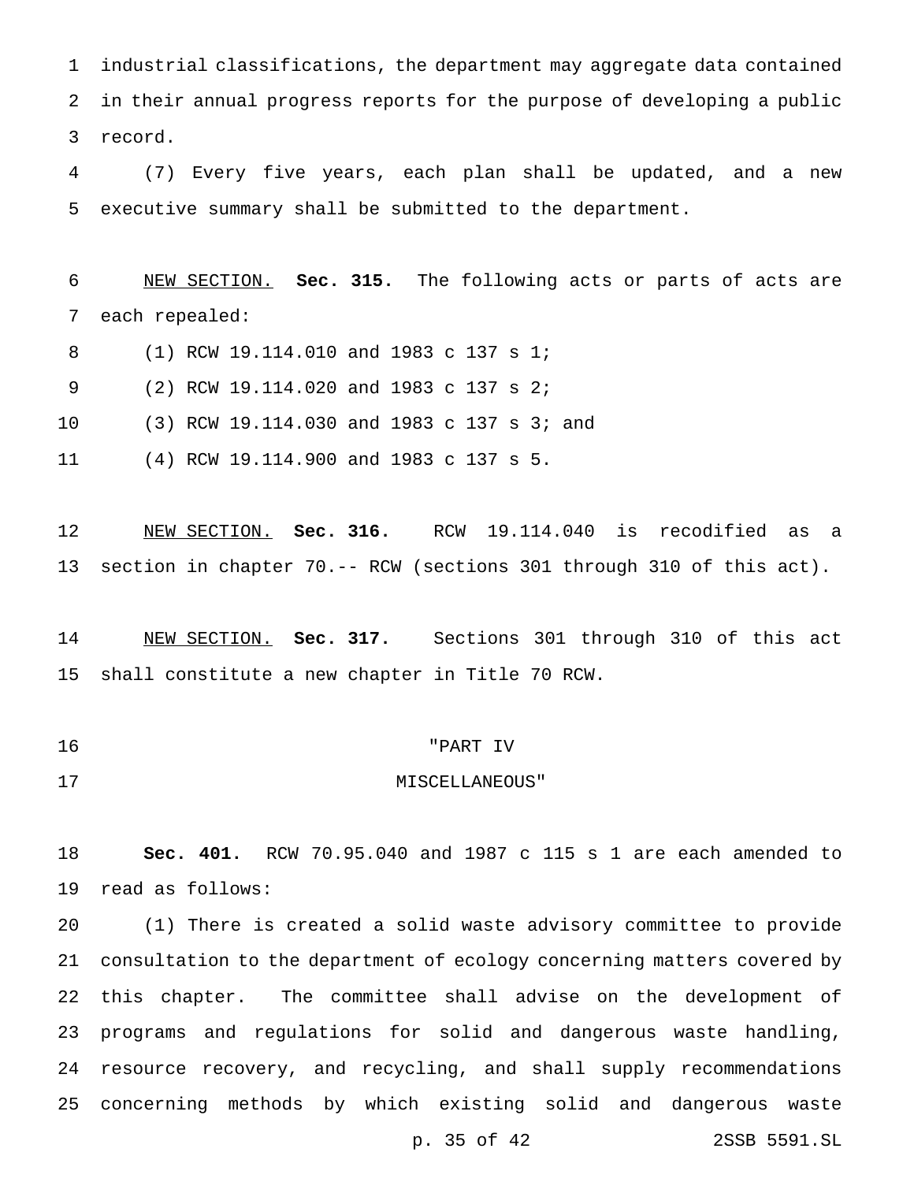industrial classifications, the department may aggregate data contained in their annual progress reports for the purpose of developing a public record.

(7) Every five years, each plan shall be updated, and a new executive summary shall be submitted to the department.

NEW SECTION. **Sec. 315.** The following acts or parts of acts are each repealed:

(1) RCW 19.114.010 and 1983 c 137 s 1;

(2) RCW 19.114.020 and 1983 c 137 s 2;

(3) RCW 19.114.030 and 1983 c 137 s 3; and

(4) RCW 19.114.900 and 1983 c 137 s 5.

NEW SECTION. **Sec. 316.** RCW 19.114.040 is recodified as a section in chapter 70.-- RCW (sections 301 through 310 of this act).

NEW SECTION. **Sec. 317.** Sections 301 through 310 of this act shall constitute a new chapter in Title 70 RCW.

"PART IV
MISCELLANEOUS"

**Sec. 401.** RCW 70.95.040 and 1987 c 115 s 1 are each amended to read as follows:

(1) There is created a solid waste advisory committee to provide consultation to the department of ecology concerning matters covered by this chapter. The committee shall advise on the development of programs and regulations for solid and dangerous waste handling, resource recovery, and recycling, and shall supply recommendations concerning methods by which existing solid and dangerous waste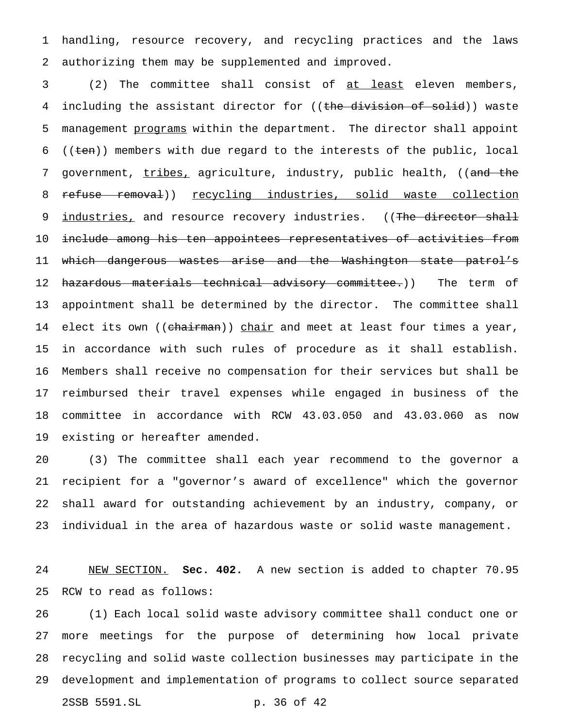handling, resource recovery, and recycling practices and the laws authorizing them may be supplemented and improved.

(2) The committee shall consist of <u>at least</u> eleven members, including the assistant director for ((~~the division of solid~~)) waste management <u>programs</u> within the department. The director shall appoint ((~~ten~~)) members with due regard to the interests of the public, local government, <u>tribes,</u> agriculture, industry, public health, ((~~and the refuse removal~~)) <u>recycling industries, solid waste collection industries,</u> and resource recovery industries. ((~~The director shall include among his ten appointees representatives of activities from which dangerous wastes arise and the Washington state patrol's hazardous materials technical advisory committee.~~)) The term of appointment shall be determined by the director. The committee shall elect its own ((~~chairman~~)) <u>chair</u> and meet at least four times a year, in accordance with such rules of procedure as it shall establish. Members shall receive no compensation for their services but shall be reimbursed their travel expenses while engaged in business of the committee in accordance with RCW 43.03.050 and 43.03.060 as now existing or hereafter amended.

(3) The committee shall each year recommend to the governor a recipient for a "governor's award of excellence" which the governor shall award for outstanding achievement by an industry, company, or individual in the area of hazardous waste or solid waste management.

<u>NEW SECTION.</u> **Sec. 402.** A new section is added to chapter 70.95 RCW to read as follows:

(1) Each local solid waste advisory committee shall conduct one or more meetings for the purpose of determining how local private recycling and solid waste collection businesses may participate in the development and implementation of programs to collect source separated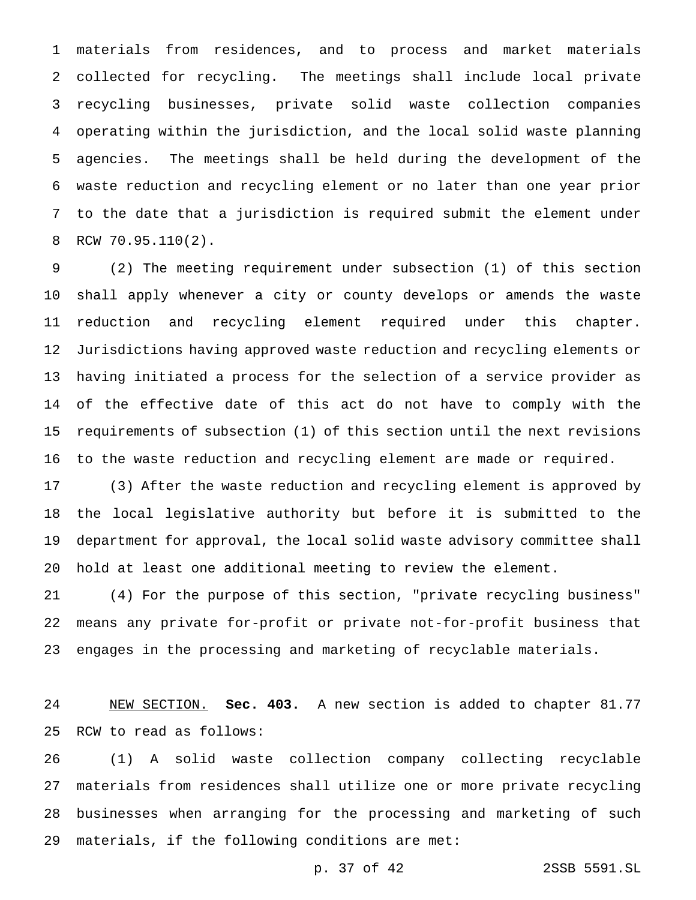materials from residences, and to process and market materials collected for recycling. The meetings shall include local private recycling businesses, private solid waste collection companies operating within the jurisdiction, and the local solid waste planning agencies. The meetings shall be held during the development of the waste reduction and recycling element or no later than one year prior to the date that a jurisdiction is required submit the element under RCW 70.95.110(2).

(2) The meeting requirement under subsection (1) of this section shall apply whenever a city or county develops or amends the waste reduction and recycling element required under this chapter. Jurisdictions having approved waste reduction and recycling elements or having initiated a process for the selection of a service provider as of the effective date of this act do not have to comply with the requirements of subsection (1) of this section until the next revisions to the waste reduction and recycling element are made or required.

(3) After the waste reduction and recycling element is approved by the local legislative authority but before it is submitted to the department for approval, the local solid waste advisory committee shall hold at least one additional meeting to review the element.

(4) For the purpose of this section, "private recycling business" means any private for-profit or private not-for-profit business that engages in the processing and marketing of recyclable materials.

NEW SECTION. **Sec. 403.** A new section is added to chapter 81.77 RCW to read as follows:

(1) A solid waste collection company collecting recyclable materials from residences shall utilize one or more private recycling businesses when arranging for the processing and marketing of such materials, if the following conditions are met: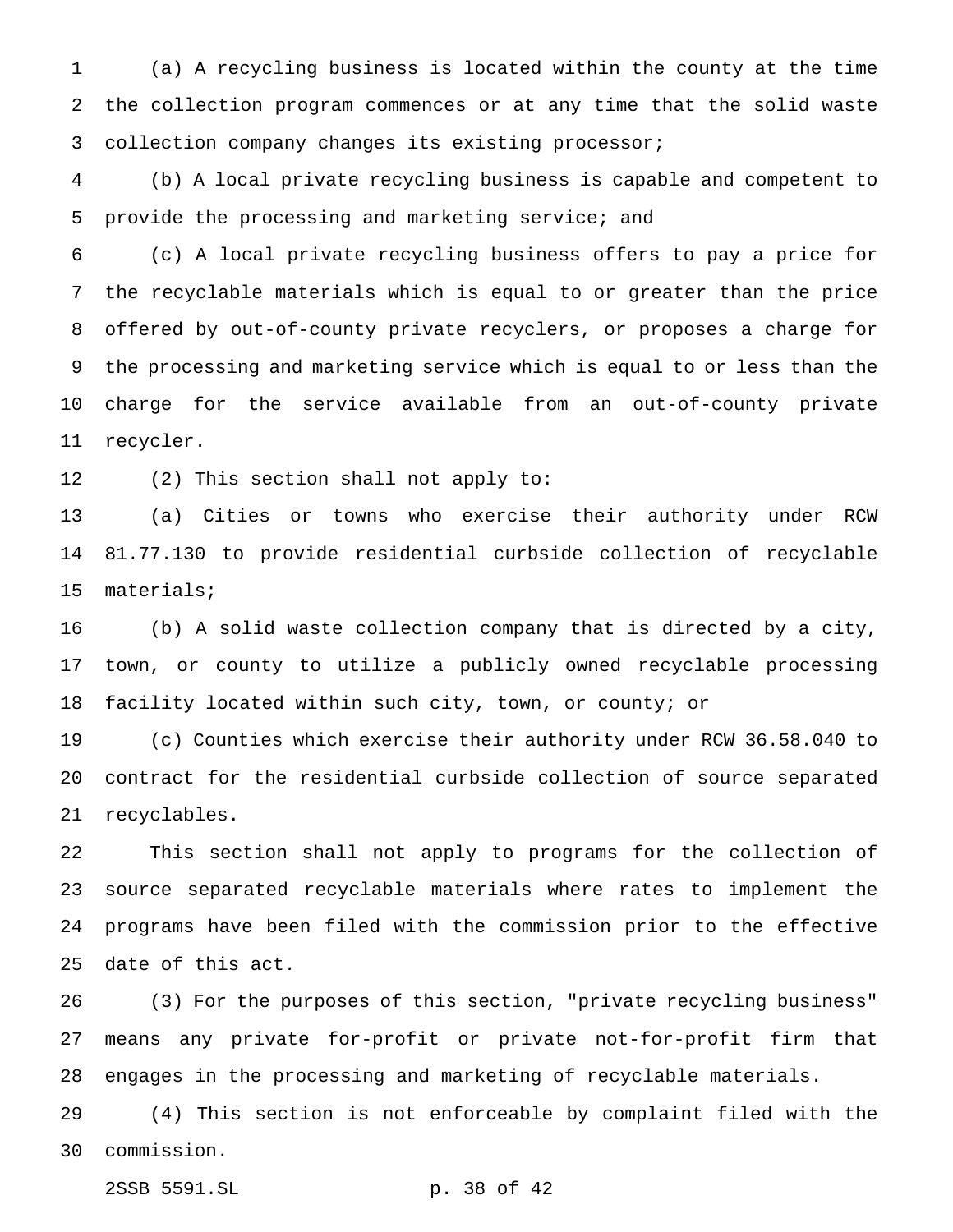(a) A recycling business is located within the county at the time the collection program commences or at any time that the solid waste collection company changes its existing processor;

(b) A local private recycling business is capable and competent to provide the processing and marketing service; and

(c) A local private recycling business offers to pay a price for the recyclable materials which is equal to or greater than the price offered by out-of-county private recyclers, or proposes a charge for the processing and marketing service which is equal to or less than the charge for the service available from an out-of-county private recycler.

(2) This section shall not apply to:

(a) Cities or towns who exercise their authority under RCW 81.77.130 to provide residential curbside collection of recyclable materials;

(b) A solid waste collection company that is directed by a city, town, or county to utilize a publicly owned recyclable processing facility located within such city, town, or county; or

(c) Counties which exercise their authority under RCW 36.58.040 to contract for the residential curbside collection of source separated recyclables.

This section shall not apply to programs for the collection of source separated recyclable materials where rates to implement the programs have been filed with the commission prior to the effective date of this act.

(3) For the purposes of this section, "private recycling business" means any private for-profit or private not-for-profit firm that engages in the processing and marketing of recyclable materials.

(4) This section is not enforceable by complaint filed with the commission.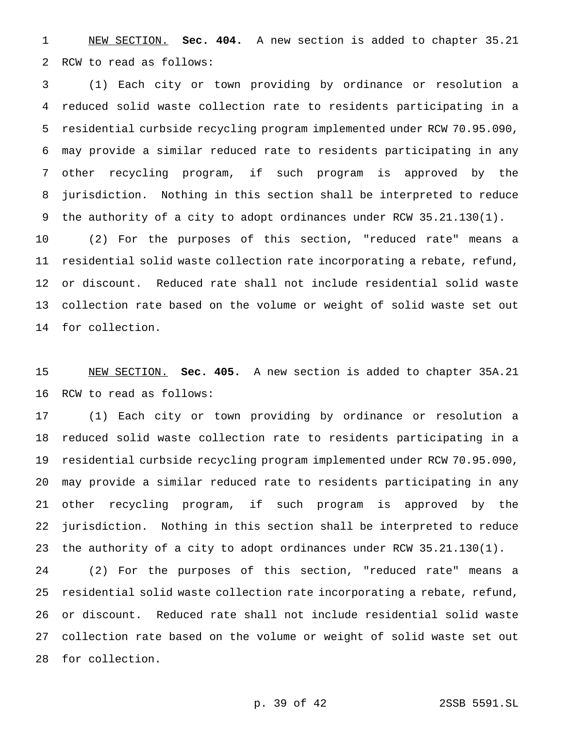NEW SECTION. **Sec. 404.** A new section is added to chapter 35.21 RCW to read as follows:

(1) Each city or town providing by ordinance or resolution a reduced solid waste collection rate to residents participating in a residential curbside recycling program implemented under RCW 70.95.090, may provide a similar reduced rate to residents participating in any other recycling program, if such program is approved by the jurisdiction. Nothing in this section shall be interpreted to reduce the authority of a city to adopt ordinances under RCW 35.21.130(1).

(2) For the purposes of this section, "reduced rate" means a residential solid waste collection rate incorporating a rebate, refund, or discount. Reduced rate shall not include residential solid waste collection rate based on the volume or weight of solid waste set out for collection.

NEW SECTION. **Sec. 405.** A new section is added to chapter 35A.21 RCW to read as follows:

(1) Each city or town providing by ordinance or resolution a reduced solid waste collection rate to residents participating in a residential curbside recycling program implemented under RCW 70.95.090, may provide a similar reduced rate to residents participating in any other recycling program, if such program is approved by the jurisdiction. Nothing in this section shall be interpreted to reduce the authority of a city to adopt ordinances under RCW 35.21.130(1).

(2) For the purposes of this section, "reduced rate" means a residential solid waste collection rate incorporating a rebate, refund, or discount. Reduced rate shall not include residential solid waste collection rate based on the volume or weight of solid waste set out for collection.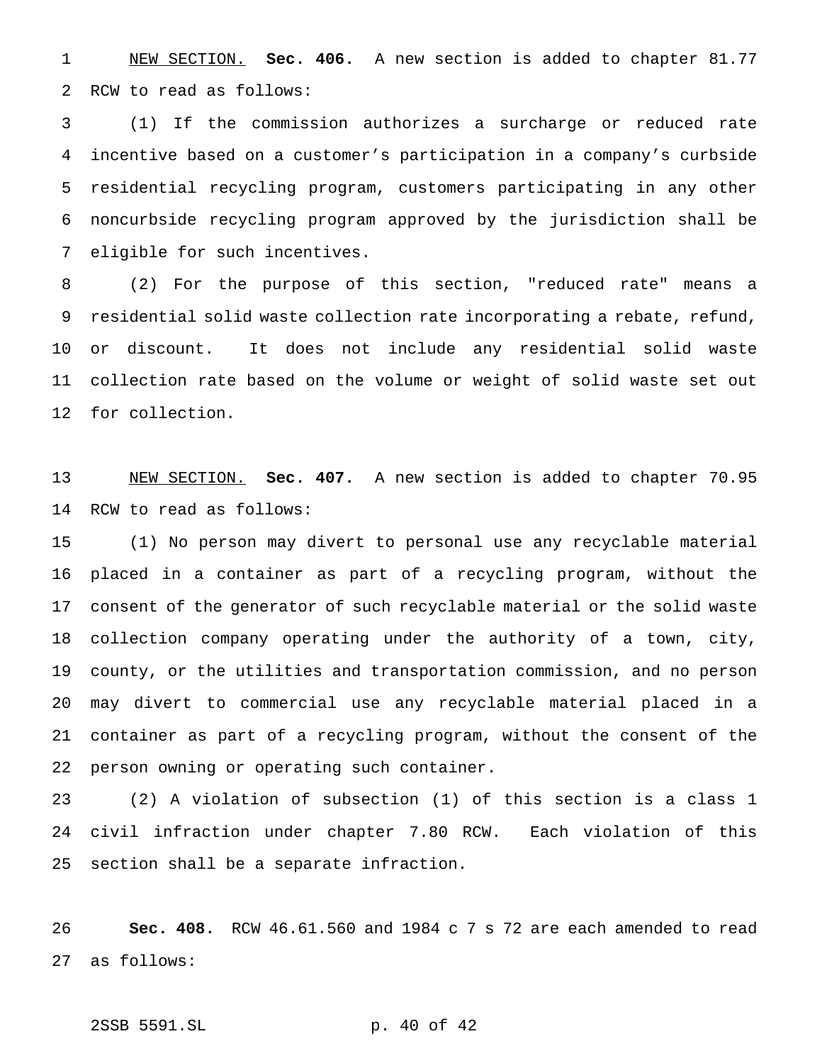NEW SECTION. **Sec. 406.** A new section is added to chapter 81.77 RCW to read as follows:

(1) If the commission authorizes a surcharge or reduced rate incentive based on a customer's participation in a company's curbside residential recycling program, customers participating in any other noncurbside recycling program approved by the jurisdiction shall be eligible for such incentives.

(2) For the purpose of this section, "reduced rate" means a residential solid waste collection rate incorporating a rebate, refund, or discount. It does not include any residential solid waste collection rate based on the volume or weight of solid waste set out for collection.

NEW SECTION. **Sec. 407.** A new section is added to chapter 70.95 RCW to read as follows:

(1) No person may divert to personal use any recyclable material placed in a container as part of a recycling program, without the consent of the generator of such recyclable material or the solid waste collection company operating under the authority of a town, city, county, or the utilities and transportation commission, and no person may divert to commercial use any recyclable material placed in a container as part of a recycling program, without the consent of the person owning or operating such container.

(2) A violation of subsection (1) of this section is a class 1 civil infraction under chapter 7.80 RCW. Each violation of this section shall be a separate infraction.

**Sec. 408.** RCW 46.61.560 and 1984 c 7 s 72 are each amended to read as follows: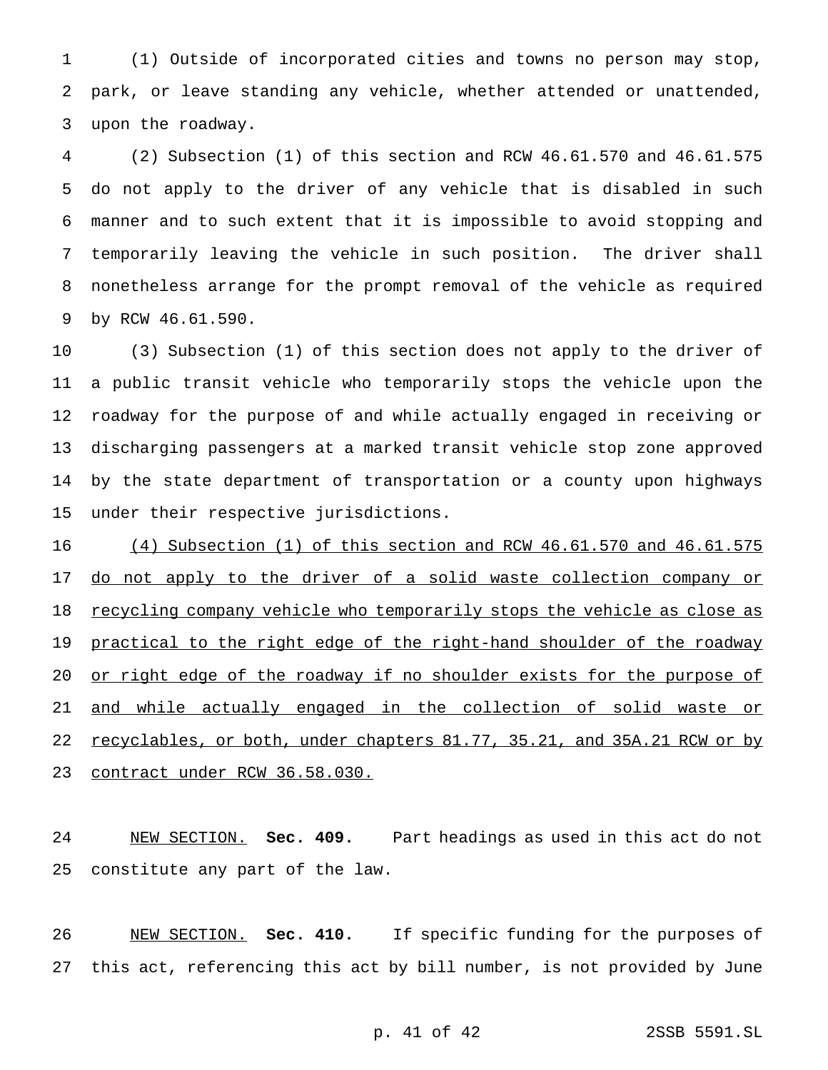(1) Outside of incorporated cities and towns no person may stop, park, or leave standing any vehicle, whether attended or unattended, upon the roadway.

(2) Subsection (1) of this section and RCW 46.61.570 and 46.61.575 do not apply to the driver of any vehicle that is disabled in such manner and to such extent that it is impossible to avoid stopping and temporarily leaving the vehicle in such position. The driver shall nonetheless arrange for the prompt removal of the vehicle as required by RCW 46.61.590.

(3) Subsection (1) of this section does not apply to the driver of a public transit vehicle who temporarily stops the vehicle upon the roadway for the purpose of and while actually engaged in receiving or discharging passengers at a marked transit vehicle stop zone approved by the state department of transportation or a county upon highways under their respective jurisdictions.

<u>(4) Subsection (1) of this section and RCW 46.61.570 and 46.61.575 do not apply to the driver of a solid waste collection company or recycling company vehicle who temporarily stops the vehicle as close as practical to the right edge of the right-hand shoulder of the roadway or right edge of the roadway if no shoulder exists for the purpose of and while actually engaged in the collection of solid waste or recyclables, or both, under chapters 81.77, 35.21, and 35A.21 RCW or by contract under RCW 36.58.030.</u>

<u>NEW SECTION.</u> **Sec. 409.** Part headings as used in this act do not constitute any part of the law.

<u>NEW SECTION.</u> **Sec. 410.** If specific funding for the purposes of this act, referencing this act by bill number, is not provided by June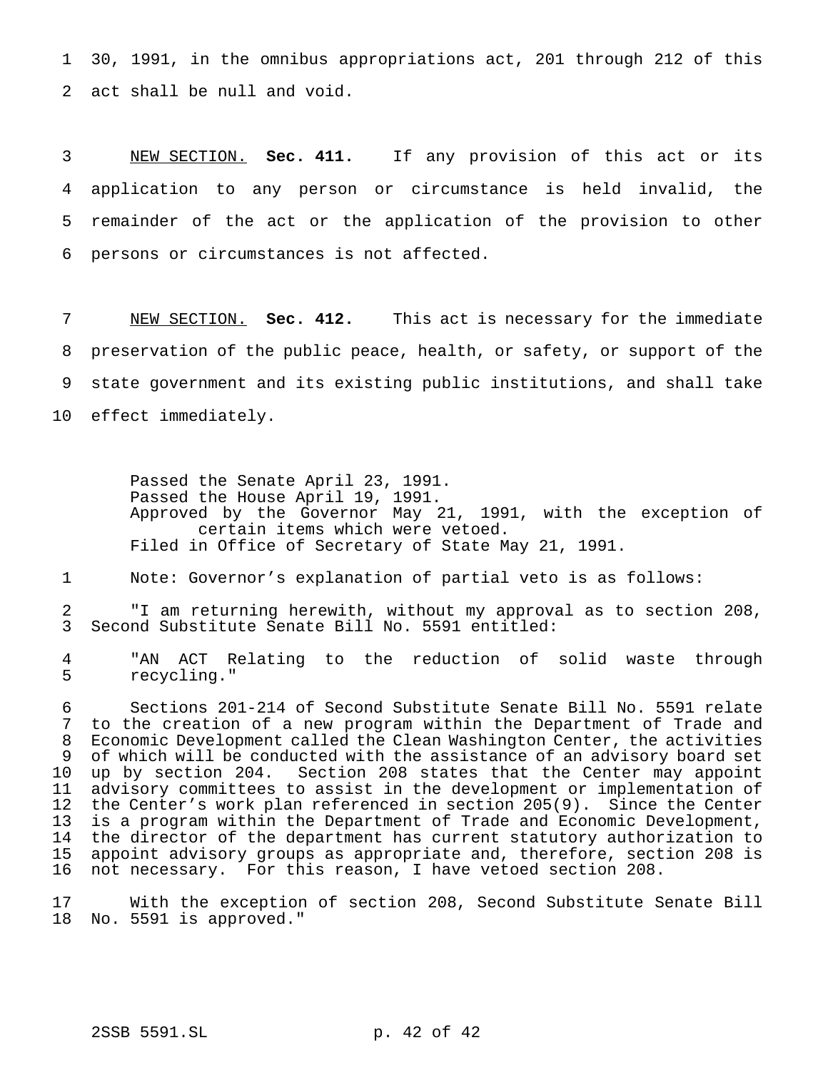30, 1991, in the omnibus appropriations act, 201 through 212 of this act shall be null and void.

NEW SECTION. **Sec. 411.** If any provision of this act or its application to any person or circumstance is held invalid, the remainder of the act or the application of the provision to other persons or circumstances is not affected.

NEW SECTION. **Sec. 412.** This act is necessary for the immediate preservation of the public peace, health, or safety, or support of the state government and its existing public institutions, and shall take effect immediately.

Passed the Senate April 23, 1991.
Passed the House April 19, 1991.
Approved by the Governor May 21, 1991, with the exception of certain items which were vetoed.
Filed in Office of Secretary of State May 21, 1991.

Note: Governor's explanation of partial veto is as follows:

"I am returning herewith, without my approval as to section 208, Second Substitute Senate Bill No. 5591 entitled:

"AN ACT Relating to the reduction of solid waste through recycling."

Sections 201-214 of Second Substitute Senate Bill No. 5591 relate to the creation of a new program within the Department of Trade and Economic Development called the Clean Washington Center, the activities of which will be conducted with the assistance of an advisory board set up by section 204. Section 208 states that the Center may appoint advisory committees to assist in the development or implementation of the Center's work plan referenced in section 205(9). Since the Center is a program within the Department of Trade and Economic Development, the director of the department has current statutory authorization to appoint advisory groups as appropriate and, therefore, section 208 is not necessary. For this reason, I have vetoed section 208.

With the exception of section 208, Second Substitute Senate Bill No. 5591 is approved."